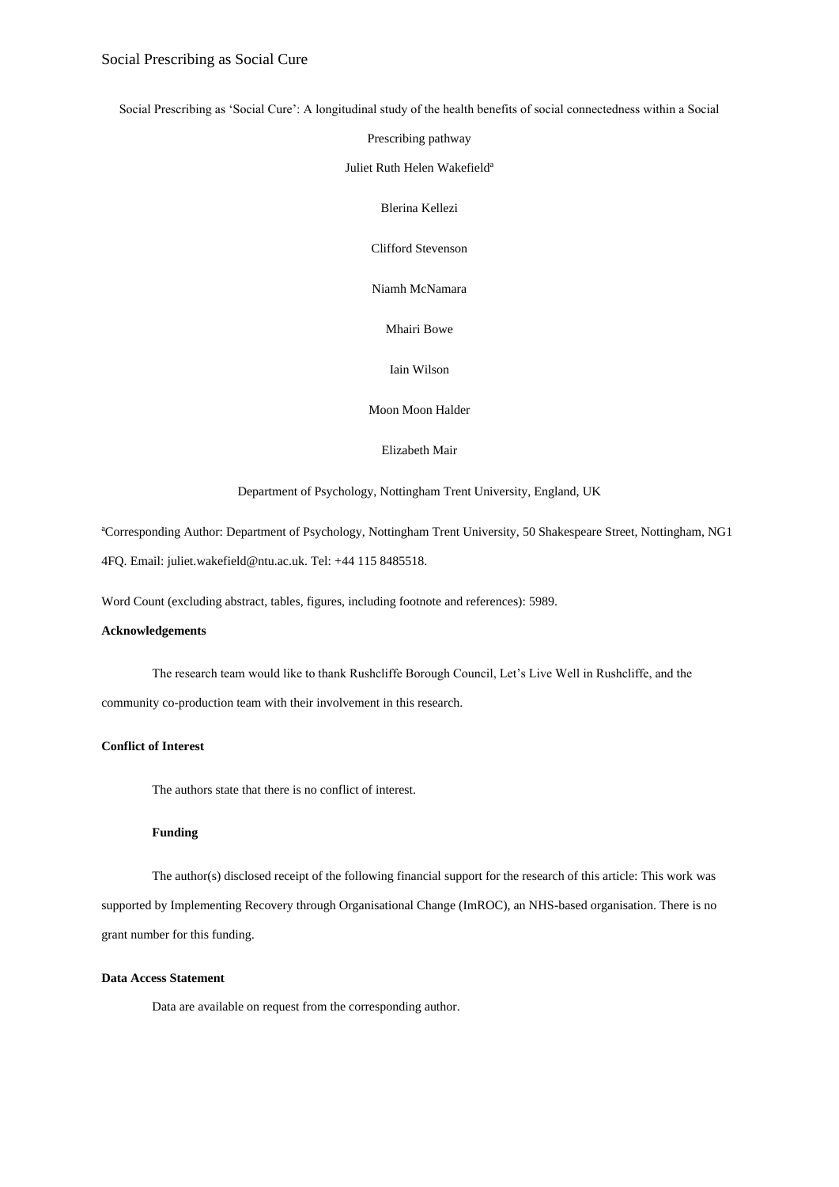# Social Prescribing as 'Social Cure': A longitudinal study of the health benefits of social connectedness within a Social Prescribing pathway

Juliet Ruth Helen Wakefield[a]

Blerina Kellezi

Clifford Stevenson

Niamh McNamara

Mhairi Bowe

Iain Wilson

Moon Moon Halder

Elizabeth Mair

Department of Psychology, Nottingham Trent University, England, UK

[a]Corresponding Author: Department of Psychology, Nottingham Trent University, 50 Shakespeare Street, Nottingham, NG1 4FQ. Email: juliet.wakefield@ntu.ac.uk. Tel: +44 115 8485518.

Word Count (excluding abstract, tables, figures, including footnote and references): 5989.

**Acknowledgements**

The research team would like to thank Rushcliffe Borough Council, Let's Live Well in Rushcliffe, and the community co-production team with their involvement in this research.

**Conflict of Interest**

The authors state that there is no conflict of interest.

**Funding**

The author(s) disclosed receipt of the following financial support for the research of this article: This work was supported by Implementing Recovery through Organisational Change (ImROC), an NHS-based organisation. There is no grant number for this funding.

**Data Access Statement**

Data are available on request from the corresponding author.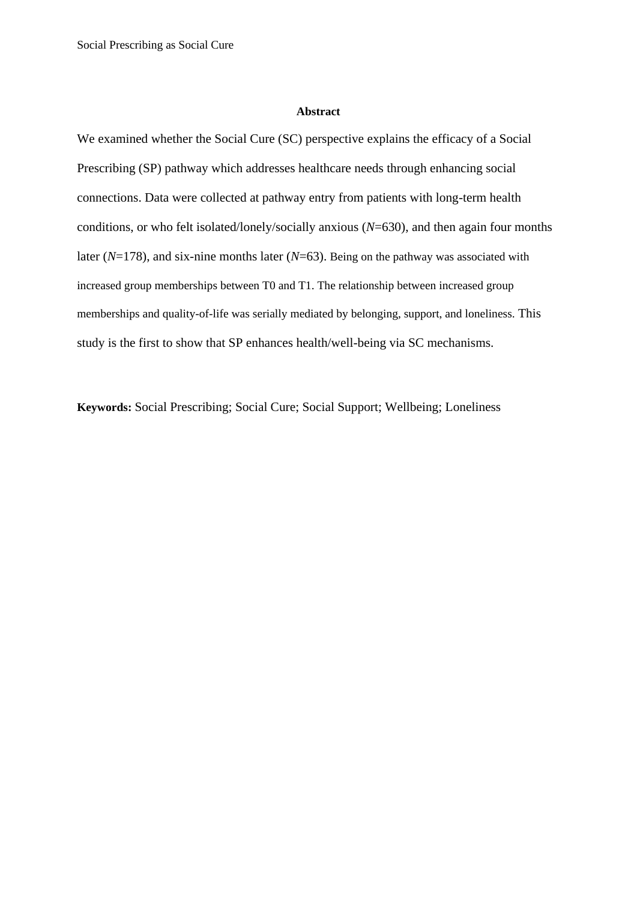## Abstract

We examined whether the Social Cure (SC) perspective explains the efficacy of a Social Prescribing (SP) pathway which addresses healthcare needs through enhancing social connections. Data were collected at pathway entry from patients with long-term health conditions, or who felt isolated/lonely/socially anxious (*N*=630), and then again four months later (*N*=178), and six-nine months later (*N*=63). Being on the pathway was associated with increased group memberships between T0 and T1. The relationship between increased group memberships and quality-of-life was serially mediated by belonging, support, and loneliness. This study is the first to show that SP enhances health/well-being via SC mechanisms.

**Keywords:** Social Prescribing; Social Cure; Social Support; Wellbeing; Loneliness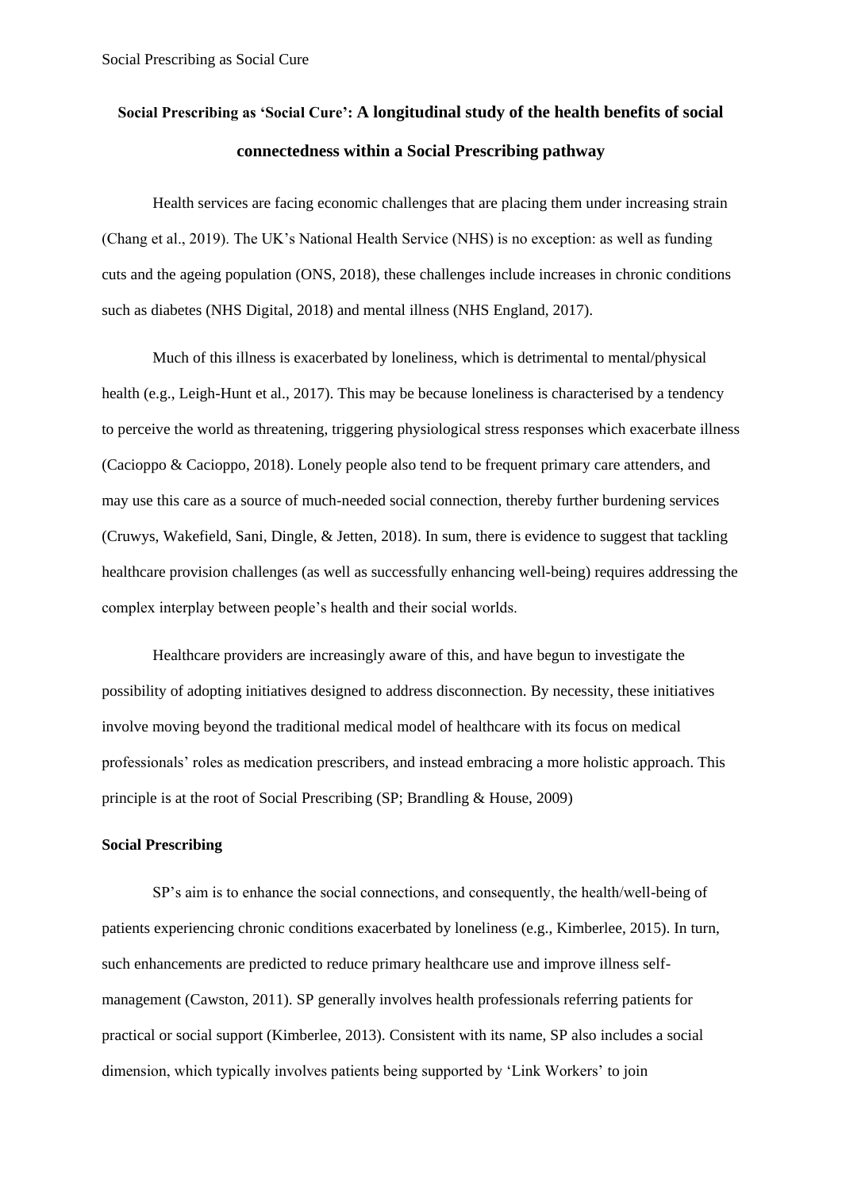# Social Prescribing as 'Social Cure': A longitudinal study of the health benefits of social connectedness within a Social Prescribing pathway

Health services are facing economic challenges that are placing them under increasing strain (Chang et al., 2019). The UK's National Health Service (NHS) is no exception: as well as funding cuts and the ageing population (ONS, 2018), these challenges include increases in chronic conditions such as diabetes (NHS Digital, 2018) and mental illness (NHS England, 2017).

Much of this illness is exacerbated by loneliness, which is detrimental to mental/physical health (e.g., Leigh-Hunt et al., 2017). This may be because loneliness is characterised by a tendency to perceive the world as threatening, triggering physiological stress responses which exacerbate illness (Cacioppo & Cacioppo, 2018). Lonely people also tend to be frequent primary care attenders, and may use this care as a source of much-needed social connection, thereby further burdening services (Cruwys, Wakefield, Sani, Dingle, & Jetten, 2018). In sum, there is evidence to suggest that tackling healthcare provision challenges (as well as successfully enhancing well-being) requires addressing the complex interplay between people's health and their social worlds.

Healthcare providers are increasingly aware of this, and have begun to investigate the possibility of adopting initiatives designed to address disconnection. By necessity, these initiatives involve moving beyond the traditional medical model of healthcare with its focus on medical professionals' roles as medication prescribers, and instead embracing a more holistic approach. This principle is at the root of Social Prescribing (SP; Brandling & House, 2009)

## Social Prescribing

SP's aim is to enhance the social connections, and consequently, the health/well-being of patients experiencing chronic conditions exacerbated by loneliness (e.g., Kimberlee, 2015). In turn, such enhancements are predicted to reduce primary healthcare use and improve illness self-management (Cawston, 2011). SP generally involves health professionals referring patients for practical or social support (Kimberlee, 2013). Consistent with its name, SP also includes a social dimension, which typically involves patients being supported by 'Link Workers' to join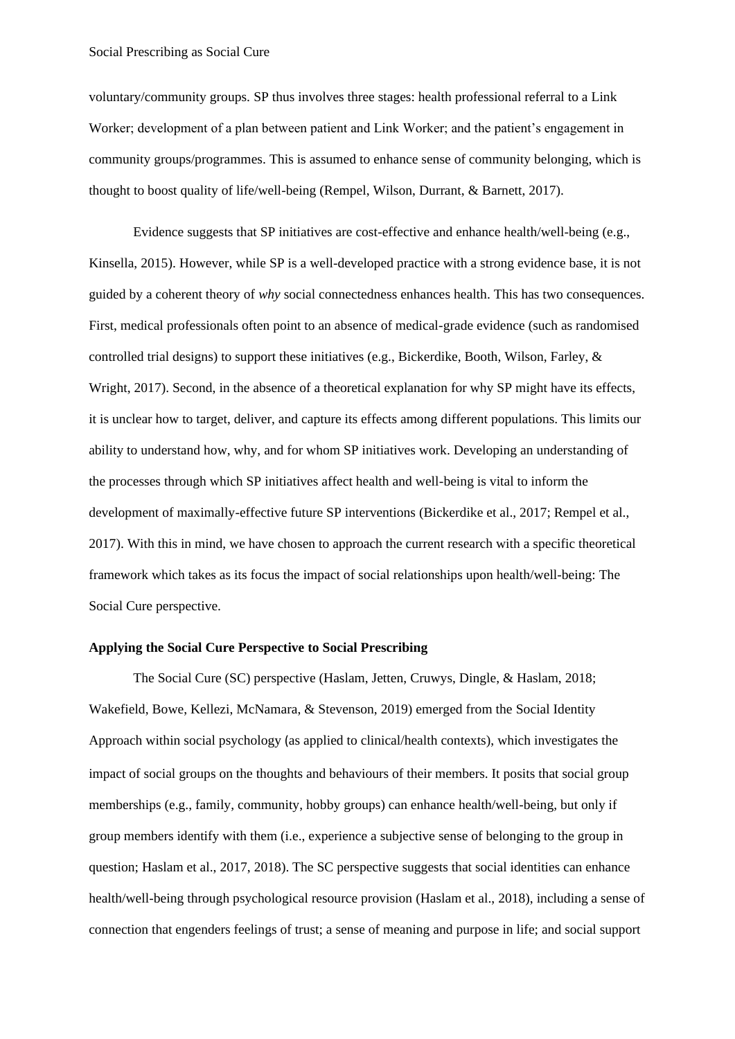voluntary/community groups. SP thus involves three stages: health professional referral to a Link Worker; development of a plan between patient and Link Worker; and the patient's engagement in community groups/programmes. This is assumed to enhance sense of community belonging, which is thought to boost quality of life/well-being (Rempel, Wilson, Durrant, & Barnett, 2017).

Evidence suggests that SP initiatives are cost-effective and enhance health/well-being (e.g., Kinsella, 2015). However, while SP is a well-developed practice with a strong evidence base, it is not guided by a coherent theory of *why* social connectedness enhances health. This has two consequences. First, medical professionals often point to an absence of medical-grade evidence (such as randomised controlled trial designs) to support these initiatives (e.g., Bickerdike, Booth, Wilson, Farley, & Wright, 2017). Second, in the absence of a theoretical explanation for why SP might have its effects, it is unclear how to target, deliver, and capture its effects among different populations. This limits our ability to understand how, why, and for whom SP initiatives work. Developing an understanding of the processes through which SP initiatives affect health and well-being is vital to inform the development of maximally-effective future SP interventions (Bickerdike et al., 2017; Rempel et al., 2017). With this in mind, we have chosen to approach the current research with a specific theoretical framework which takes as its focus the impact of social relationships upon health/well-being: The Social Cure perspective.

**Applying the Social Cure Perspective to Social Prescribing**

The Social Cure (SC) perspective (Haslam, Jetten, Cruwys, Dingle, & Haslam, 2018; Wakefield, Bowe, Kellezi, McNamara, & Stevenson, 2019) emerged from the Social Identity Approach within social psychology (as applied to clinical/health contexts), which investigates the impact of social groups on the thoughts and behaviours of their members. It posits that social group memberships (e.g., family, community, hobby groups) can enhance health/well-being, but only if group members identify with them (i.e., experience a subjective sense of belonging to the group in question; Haslam et al., 2017, 2018). The SC perspective suggests that social identities can enhance health/well-being through psychological resource provision (Haslam et al., 2018), including a sense of connection that engenders feelings of trust; a sense of meaning and purpose in life; and social support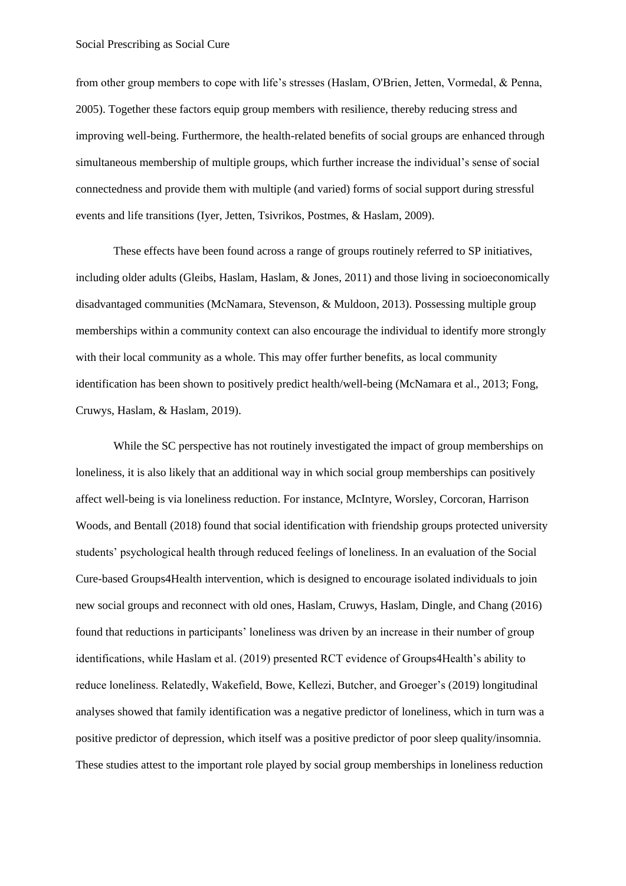from other group members to cope with life's stresses (Haslam, O'Brien, Jetten, Vormedal, & Penna, 2005). Together these factors equip group members with resilience, thereby reducing stress and improving well-being. Furthermore, the health-related benefits of social groups are enhanced through simultaneous membership of multiple groups, which further increase the individual's sense of social connectedness and provide them with multiple (and varied) forms of social support during stressful events and life transitions (Iyer, Jetten, Tsivrikos, Postmes, & Haslam, 2009).

These effects have been found across a range of groups routinely referred to SP initiatives, including older adults (Gleibs, Haslam, Haslam, & Jones, 2011) and those living in socioeconomically disadvantaged communities (McNamara, Stevenson, & Muldoon, 2013). Possessing multiple group memberships within a community context can also encourage the individual to identify more strongly with their local community as a whole. This may offer further benefits, as local community identification has been shown to positively predict health/well-being (McNamara et al., 2013; Fong, Cruwys, Haslam, & Haslam, 2019).

While the SC perspective has not routinely investigated the impact of group memberships on loneliness, it is also likely that an additional way in which social group memberships can positively affect well-being is via loneliness reduction. For instance, McIntyre, Worsley, Corcoran, Harrison Woods, and Bentall (2018) found that social identification with friendship groups protected university students' psychological health through reduced feelings of loneliness. In an evaluation of the Social Cure-based Groups4Health intervention, which is designed to encourage isolated individuals to join new social groups and reconnect with old ones, Haslam, Cruwys, Haslam, Dingle, and Chang (2016) found that reductions in participants' loneliness was driven by an increase in their number of group identifications, while Haslam et al. (2019) presented RCT evidence of Groups4Health's ability to reduce loneliness. Relatedly, Wakefield, Bowe, Kellezi, Butcher, and Groeger's (2019) longitudinal analyses showed that family identification was a negative predictor of loneliness, which in turn was a positive predictor of depression, which itself was a positive predictor of poor sleep quality/insomnia. These studies attest to the important role played by social group memberships in loneliness reduction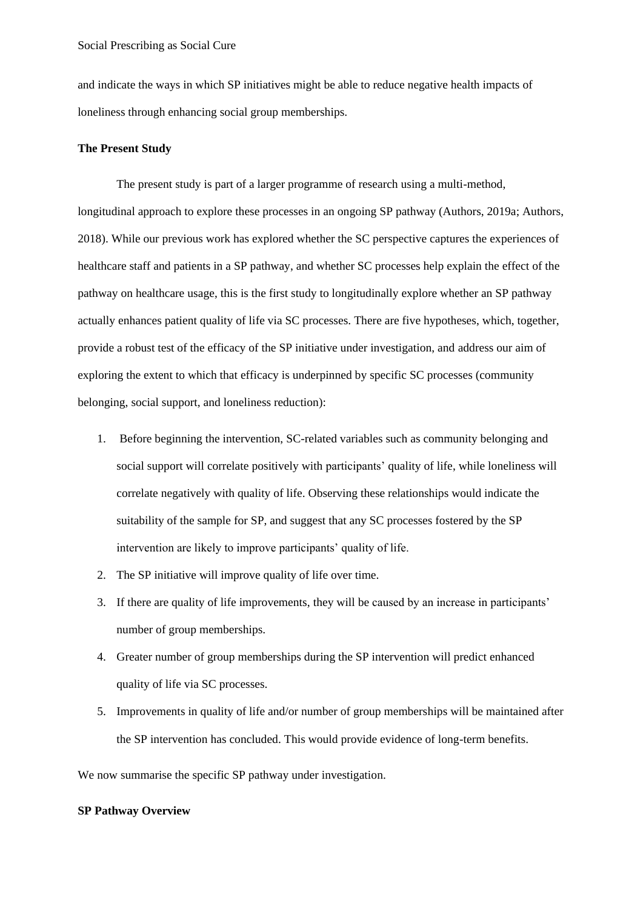and indicate the ways in which SP initiatives might be able to reduce negative health impacts of loneliness through enhancing social group memberships.

**The Present Study**

The present study is part of a larger programme of research using a multi-method, longitudinal approach to explore these processes in an ongoing SP pathway (Authors, 2019a; Authors, 2018). While our previous work has explored whether the SC perspective captures the experiences of healthcare staff and patients in a SP pathway, and whether SC processes help explain the effect of the pathway on healthcare usage, this is the first study to longitudinally explore whether an SP pathway actually enhances patient quality of life via SC processes. There are five hypotheses, which, together, provide a robust test of the efficacy of the SP initiative under investigation, and address our aim of exploring the extent to which that efficacy is underpinned by specific SC processes (community belonging, social support, and loneliness reduction):

1. Before beginning the intervention, SC-related variables such as community belonging and social support will correlate positively with participants' quality of life, while loneliness will correlate negatively with quality of life. Observing these relationships would indicate the suitability of the sample for SP, and suggest that any SC processes fostered by the SP intervention are likely to improve participants' quality of life.
2. The SP initiative will improve quality of life over time.
3. If there are quality of life improvements, they will be caused by an increase in participants' number of group memberships.
4. Greater number of group memberships during the SP intervention will predict enhanced quality of life via SC processes.
5. Improvements in quality of life and/or number of group memberships will be maintained after the SP intervention has concluded. This would provide evidence of long-term benefits.

We now summarise the specific SP pathway under investigation.

**SP Pathway Overview**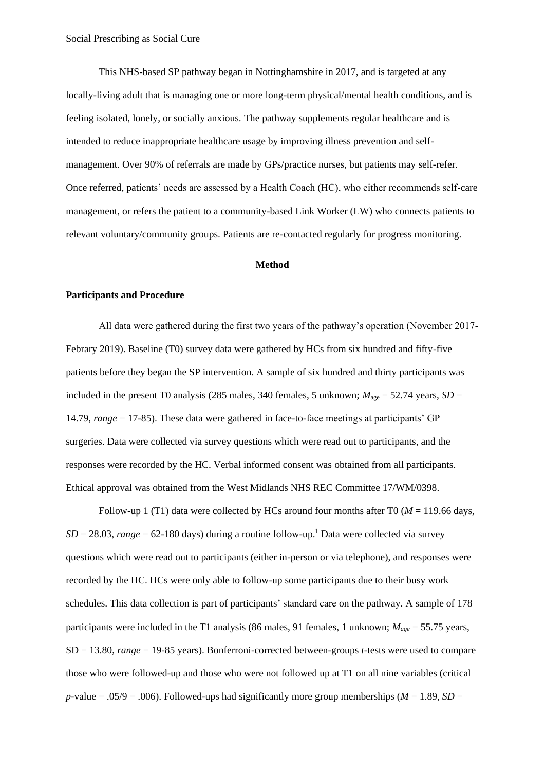This NHS-based SP pathway began in Nottinghamshire in 2017, and is targeted at any locally-living adult that is managing one or more long-term physical/mental health conditions, and is feeling isolated, lonely, or socially anxious. The pathway supplements regular healthcare and is intended to reduce inappropriate healthcare usage by improving illness prevention and self-management. Over 90% of referrals are made by GPs/practice nurses, but patients may self-refer. Once referred, patients' needs are assessed by a Health Coach (HC), who either recommends self-care management, or refers the patient to a community-based Link Worker (LW) who connects patients to relevant voluntary/community groups. Patients are re-contacted regularly for progress monitoring.

## Method

### Participants and Procedure

All data were gathered during the first two years of the pathway's operation (November 2017-Febrary 2019). Baseline (T0) survey data were gathered by HCs from six hundred and fifty-five patients before they began the SP intervention. A sample of six hundred and thirty participants was included in the present T0 analysis (285 males, 340 females, 5 unknown; $M_{\text{age}}$ = 52.74 years, *SD* = 14.79, *range* = 17-85). These data were gathered in face-to-face meetings at participants' GP surgeries. Data were collected via survey questions which were read out to participants, and the responses were recorded by the HC. Verbal informed consent was obtained from all participants. Ethical approval was obtained from the West Midlands NHS REC Committee 17/WM/0398.

Follow-up 1 (T1) data were collected by HCs around four months after T0 (*M* = 119.66 days, *SD* = 28.03, *range* = 62-180 days) during a routine follow-up.[1] Data were collected via survey questions which were read out to participants (either in-person or via telephone), and responses were recorded by the HC. HCs were only able to follow-up some participants due to their busy work schedules. This data collection is part of participants' standard care on the pathway. A sample of 178 participants were included in the T1 analysis (86 males, 91 females, 1 unknown; $M_{age}$ = 55.75 years, SD = 13.80, *range* = 19-85 years). Bonferroni-corrected between-groups *t*-tests were used to compare those who were followed-up and those who were not followed up at T1 on all nine variables (critical *p*-value = .05/9 = .006). Followed-ups had significantly more group memberships (*M* = 1.89, *SD* =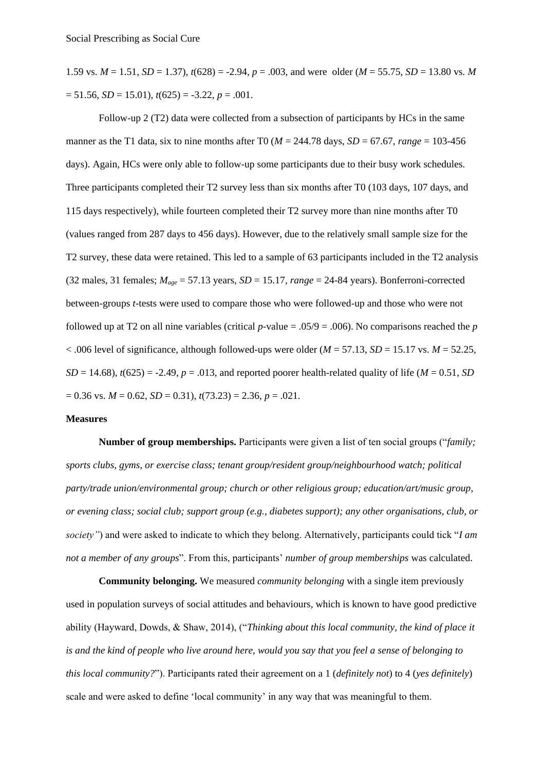1.59 vs. *M* = 1.51, *SD* = 1.37), $t(628) = -2.94$, $p = .003$, and were older (*M* = 55.75, *SD* = 13.80 vs. *M* = 51.56, *SD* = 15.01), $t(625) = -3.22$, $p = .001$.

Follow-up 2 (T2) data were collected from a subsection of participants by HCs in the same manner as the T1 data, six to nine months after T0 (*M* = 244.78 days, *SD* = 67.67, *range* = 103-456 days). Again, HCs were only able to follow-up some participants due to their busy work schedules. Three participants completed their T2 survey less than six months after T0 (103 days, 107 days, and 115 days respectively), while fourteen completed their T2 survey more than nine months after T0 (values ranged from 287 days to 456 days). However, due to the relatively small sample size for the T2 survey, these data were retained. This led to a sample of 63 participants included in the T2 analysis (32 males, 31 females; $M_{age}$ = 57.13 years, *SD* = 15.17, *range* = 24-84 years). Bonferroni-corrected between-groups *t*-tests were used to compare those who were followed-up and those who were not followed up at T2 on all nine variables (critical *p*-value = .05/9 = .006). No comparisons reached the $p < .006$ level of significance, although followed-ups were older (*M* = 57.13, *SD* = 15.17 vs. *M* = 52.25, *SD* = 14.68), $t(625) = -2.49$, $p = .013$, and reported poorer health-related quality of life (*M* = 0.51, *SD* = 0.36 vs. *M* = 0.62, *SD* = 0.31), $t(73.23) = 2.36$, $p = .021$.

**Measures**

**Number of group memberships.** Participants were given a list of ten social groups ("*family; sports clubs, gyms, or exercise class; tenant group/resident group/neighbourhood watch; political party/trade union/environmental group; church or other religious group; education/art/music group, or evening class; social club; support group (e.g., diabetes support); any other organisations, club, or society"*) and were asked to indicate to which they belong. Alternatively, participants could tick "*I am not a member of any groups*". From this, participants' *number of group memberships* was calculated.

**Community belonging.** We measured *community belonging* with a single item previously used in population surveys of social attitudes and behaviours, which is known to have good predictive ability (Hayward, Dowds, & Shaw, 2014), ("*Thinking about this local community, the kind of place it is and the kind of people who live around here, would you say that you feel a sense of belonging to this local community?*"). Participants rated their agreement on a 1 (*definitely not*) to 4 (*yes definitely*) scale and were asked to define 'local community' in any way that was meaningful to them.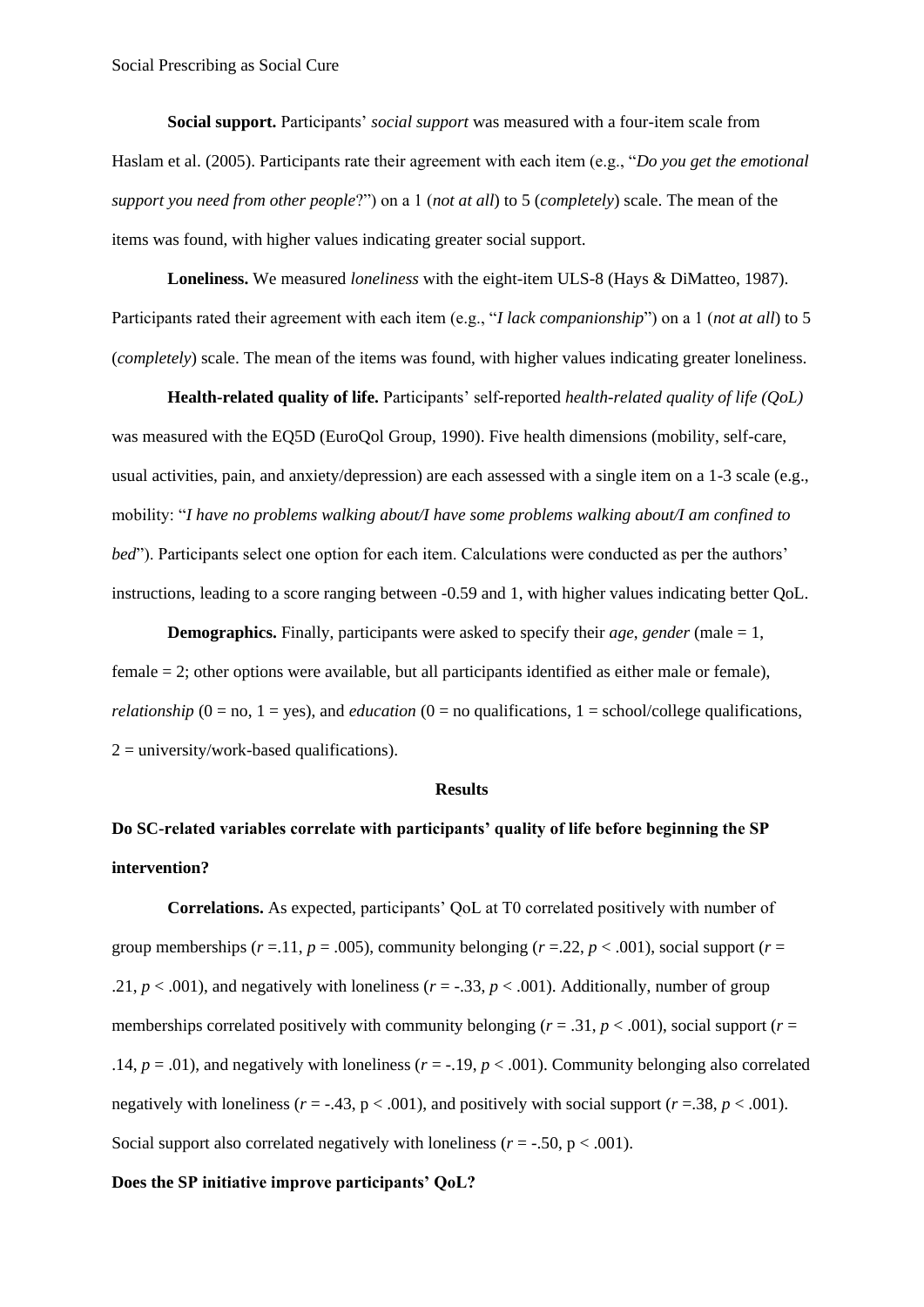**Social support.** Participants' *social support* was measured with a four-item scale from Haslam et al. (2005). Participants rate their agreement with each item (e.g., "*Do you get the emotional support you need from other people*?") on a 1 (*not at all*) to 5 (*completely*) scale. The mean of the items was found, with higher values indicating greater social support.

**Loneliness.** We measured *loneliness* with the eight-item ULS-8 (Hays & DiMatteo, 1987). Participants rated their agreement with each item (e.g., "*I lack companionship*") on a 1 (*not at all*) to 5 (*completely*) scale. The mean of the items was found, with higher values indicating greater loneliness.

**Health-related quality of life.** Participants' self-reported *health-related quality of life (QoL)* was measured with the EQ5D (EuroQol Group, 1990). Five health dimensions (mobility, self-care, usual activities, pain, and anxiety/depression) are each assessed with a single item on a 1-3 scale (e.g., mobility: "*I have no problems walking about/I have some problems walking about/I am confined to bed*"). Participants select one option for each item. Calculations were conducted as per the authors' instructions, leading to a score ranging between -0.59 and 1, with higher values indicating better QoL.

**Demographics.** Finally, participants were asked to specify their *age*, *gender* (male = 1, female = 2; other options were available, but all participants identified as either male or female), *relationship* (0 = no, 1 = yes), and *education* (0 = no qualifications, 1 = school/college qualifications, 2 = university/work-based qualifications).

## Results

### Do SC-related variables correlate with participants' quality of life before beginning the SP intervention?

**Correlations.** As expected, participants' QoL at T0 correlated positively with number of group memberships ($r$ =.11, $p$ = .005), community belonging ($r$ =.22, $p$ < .001), social support ($r$ = .21, $p$ < .001), and negatively with loneliness ($r$ = -.33, $p$ < .001). Additionally, number of group memberships correlated positively with community belonging ($r$ = .31, $p$ < .001), social support ($r$ = .14, $p$ = .01), and negatively with loneliness ($r$ = -.19, $p$ < .001). Community belonging also correlated negatively with loneliness ($r$ = -.43, p < .001), and positively with social support ($r$ =.38, $p$ < .001). Social support also correlated negatively with loneliness ($r$ = -.50, p < .001).

### Does the SP initiative improve participants' QoL?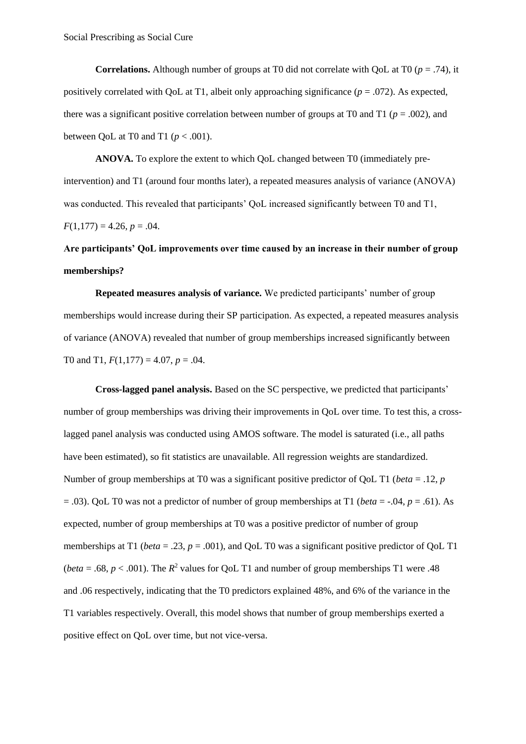**Correlations.** Although number of groups at T0 did not correlate with QoL at T0 ($p$ = .74), it positively correlated with QoL at T1, albeit only approaching significance ($p$ = .072). As expected, there was a significant positive correlation between number of groups at T0 and T1 ($p$ = .002), and between QoL at T0 and T1 ($p$ < .001).

**ANOVA.** To explore the extent to which QoL changed between T0 (immediately pre-intervention) and T1 (around four months later), a repeated measures analysis of variance (ANOVA) was conducted. This revealed that participants' QoL increased significantly between T0 and T1, $F(1,177) = 4.26$, $p$ = .04.

**Are participants' QoL improvements over time caused by an increase in their number of group memberships?**

**Repeated measures analysis of variance.** We predicted participants' number of group memberships would increase during their SP participation. As expected, a repeated measures analysis of variance (ANOVA) revealed that number of group memberships increased significantly between T0 and T1, $F(1,177) = 4.07$, $p$ = .04.

**Cross-lagged panel analysis.** Based on the SC perspective, we predicted that participants' number of group memberships was driving their improvements in QoL over time. To test this, a cross-lagged panel analysis was conducted using AMOS software. The model is saturated (i.e., all paths have been estimated), so fit statistics are unavailable. All regression weights are standardized. Number of group memberships at T0 was a significant positive predictor of QoL T1 (*beta* = .12, $p$ = .03). QoL T0 was not a predictor of number of group memberships at T1 (*beta* = -.04, $p$ = .61). As expected, number of group memberships at T0 was a positive predictor of number of group memberships at T1 (*beta* = .23, $p$ = .001), and QoL T0 was a significant positive predictor of QoL T1 (*beta* = .68, $p$ < .001). The $R^2$ values for QoL T1 and number of group memberships T1 were .48 and .06 respectively, indicating that the T0 predictors explained 48%, and 6% of the variance in the T1 variables respectively. Overall, this model shows that number of group memberships exerted a positive effect on QoL over time, but not vice-versa.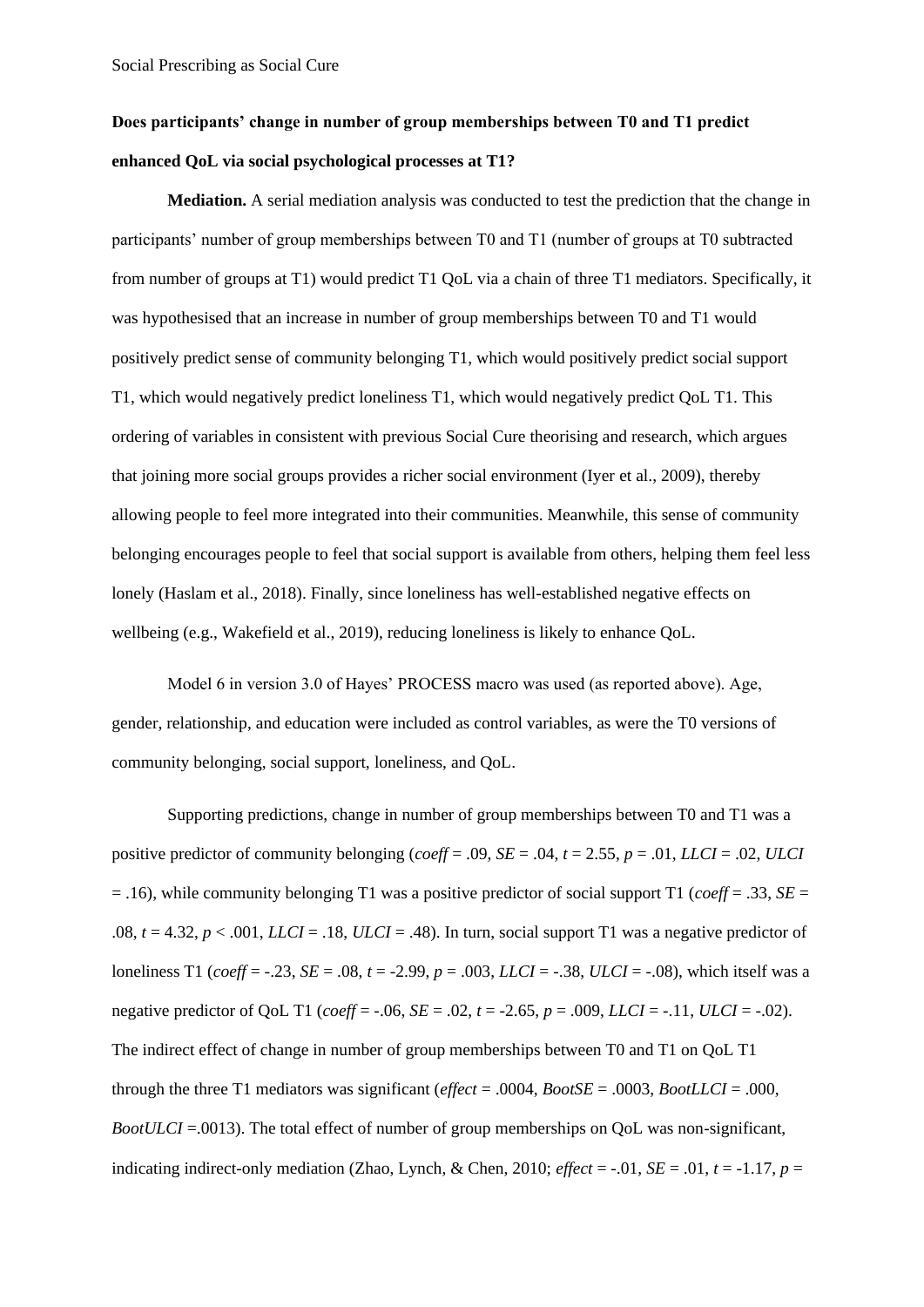**Does participants' change in number of group memberships between T0 and T1 predict enhanced QoL via social psychological processes at T1?**

**Mediation.** A serial mediation analysis was conducted to test the prediction that the change in participants' number of group memberships between T0 and T1 (number of groups at T0 subtracted from number of groups at T1) would predict T1 QoL via a chain of three T1 mediators. Specifically, it was hypothesised that an increase in number of group memberships between T0 and T1 would positively predict sense of community belonging T1, which would positively predict social support T1, which would negatively predict loneliness T1, which would negatively predict QoL T1. This ordering of variables in consistent with previous Social Cure theorising and research, which argues that joining more social groups provides a richer social environment (Iyer et al., 2009), thereby allowing people to feel more integrated into their communities. Meanwhile, this sense of community belonging encourages people to feel that social support is available from others, helping them feel less lonely (Haslam et al., 2018). Finally, since loneliness has well-established negative effects on wellbeing (e.g., Wakefield et al., 2019), reducing loneliness is likely to enhance QoL.

Model 6 in version 3.0 of Hayes' PROCESS macro was used (as reported above). Age, gender, relationship, and education were included as control variables, as were the T0 versions of community belonging, social support, loneliness, and QoL.

Supporting predictions, change in number of group memberships between T0 and T1 was a positive predictor of community belonging (*coeff* = .09, *SE* = .04, *t* = 2.55, *p* = .01, *LLCI* = .02, *ULCI* = .16), while community belonging T1 was a positive predictor of social support T1 (*coeff* = .33, *SE* = .08, *t* = 4.32, *p* < .001, *LLCI* = .18, *ULCI* = .48). In turn, social support T1 was a negative predictor of loneliness T1 (*coeff* = -.23, *SE* = .08, *t* = -2.99, *p* = .003, *LLCI* = -.38, *ULCI* = -.08), which itself was a negative predictor of QoL T1 (*coeff* = -.06, *SE* = .02, *t* = -2.65, *p* = .009, *LLCI* = -.11, *ULCI* = -.02). The indirect effect of change in number of group memberships between T0 and T1 on QoL T1 through the three T1 mediators was significant (*effect* = .0004, *BootSE* = .0003, *BootLLCI* = .000, *BootULCI* =.0013). The total effect of number of group memberships on QoL was non-significant, indicating indirect-only mediation (Zhao, Lynch, & Chen, 2010; *effect* = -.01, *SE* = .01, *t* = -1.17, *p* =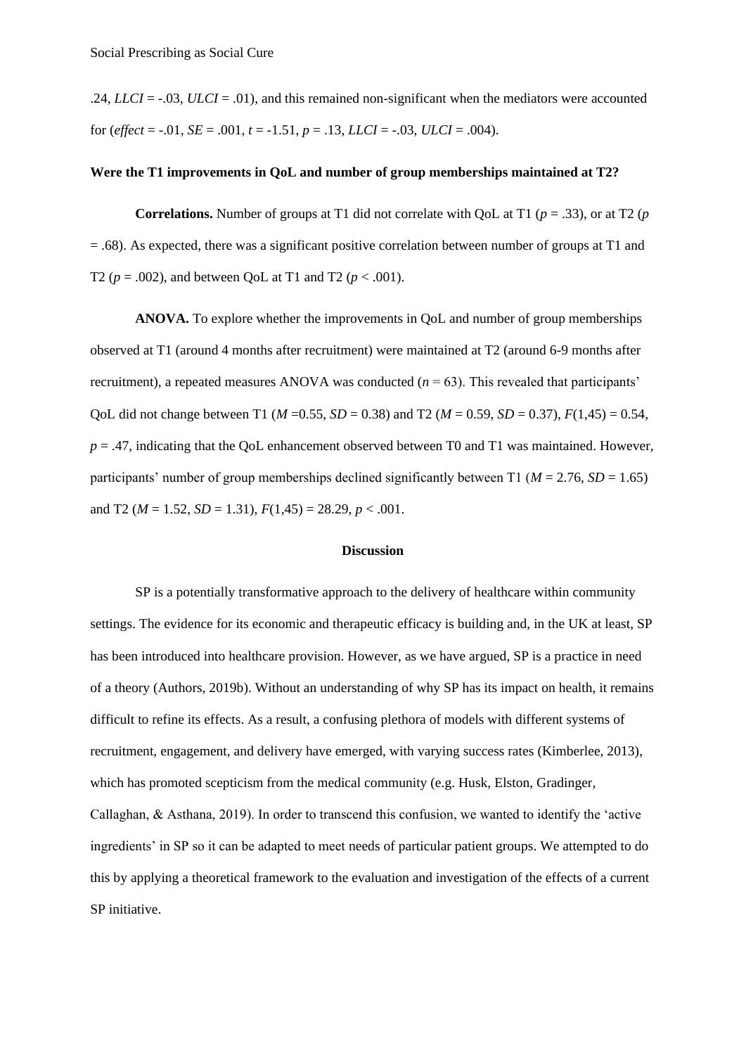.24, *LLCI* = -.03, *ULCI* = .01), and this remained non-significant when the mediators were accounted for (*effect* = -.01, *SE* = .001, $t = -1.51$, $p = .13$, *LLCI* = -.03, *ULCI* = .004).

**Were the T1 improvements in QoL and number of group memberships maintained at T2?**

**Correlations.** Number of groups at T1 did not correlate with QoL at T1 ($p = .33$), or at T2 ($p = .68$). As expected, there was a significant positive correlation between number of groups at T1 and T2 ($p = .002$), and between QoL at T1 and T2 ($p < .001$).

**ANOVA.** To explore whether the improvements in QoL and number of group memberships observed at T1 (around 4 months after recruitment) were maintained at T2 (around 6-9 months after recruitment), a repeated measures ANOVA was conducted ($n = 63$). This revealed that participants' QoL did not change between T1 ($M$ =0.55, $SD = 0.38$) and T2 ($M = 0.59$, $SD = 0.37$), $F(1,45) = 0.54$, $p = .47$, indicating that the QoL enhancement observed between T0 and T1 was maintained. However, participants' number of group memberships declined significantly between T1 ($M = 2.76$, $SD = 1.65$) and T2 ($M = 1.52$, $SD = 1.31$), $F(1,45) = 28.29$, $p < .001$.

## Discussion

SP is a potentially transformative approach to the delivery of healthcare within community settings. The evidence for its economic and therapeutic efficacy is building and, in the UK at least, SP has been introduced into healthcare provision. However, as we have argued, SP is a practice in need of a theory (Authors, 2019b). Without an understanding of why SP has its impact on health, it remains difficult to refine its effects. As a result, a confusing plethora of models with different systems of recruitment, engagement, and delivery have emerged, with varying success rates (Kimberlee, 2013), which has promoted scepticism from the medical community (e.g. Husk, Elston, Gradinger, Callaghan, & Asthana, 2019). In order to transcend this confusion, we wanted to identify the 'active ingredients' in SP so it can be adapted to meet needs of particular patient groups. We attempted to do this by applying a theoretical framework to the evaluation and investigation of the effects of a current SP initiative.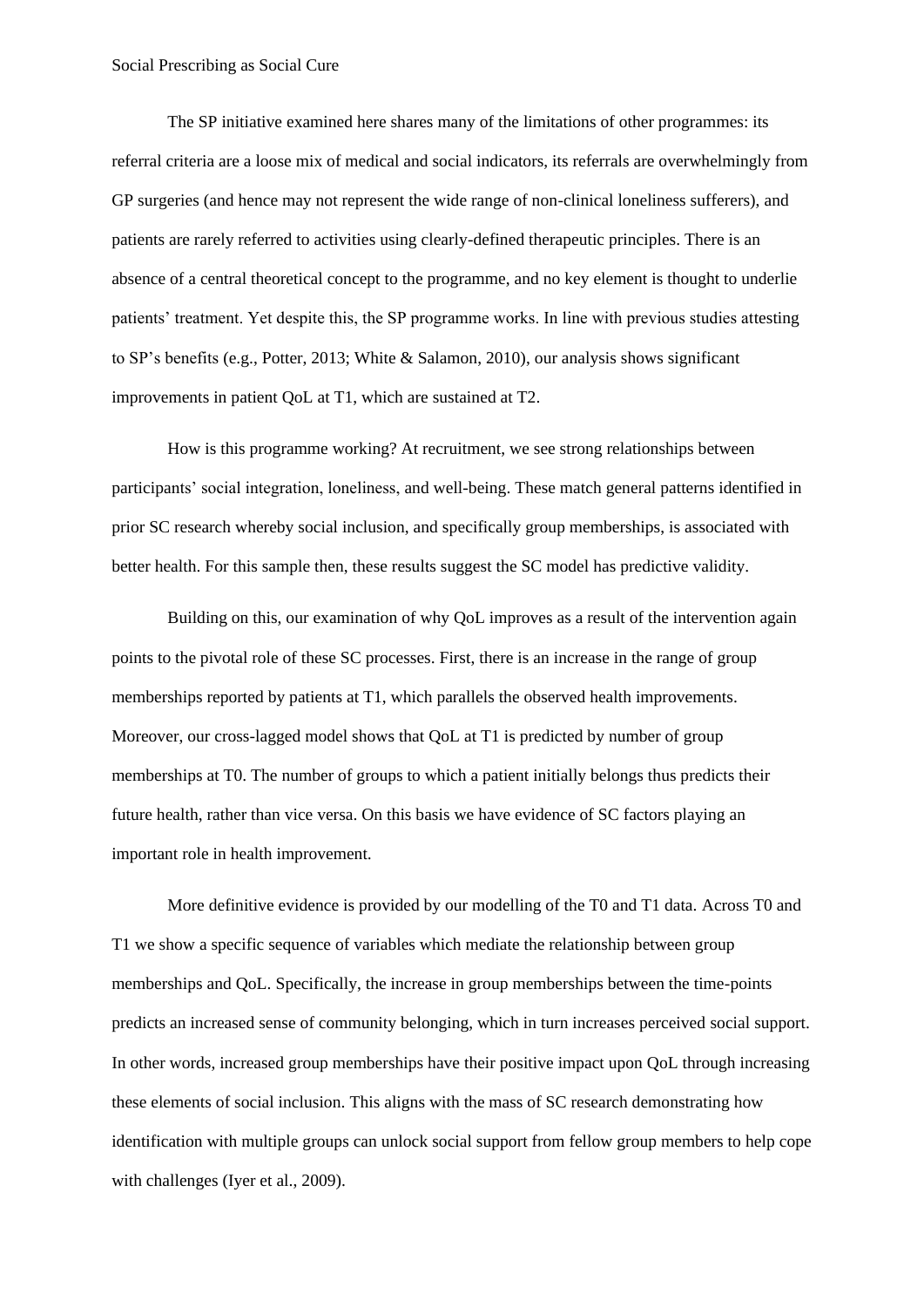The SP initiative examined here shares many of the limitations of other programmes: its referral criteria are a loose mix of medical and social indicators, its referrals are overwhelmingly from GP surgeries (and hence may not represent the wide range of non-clinical loneliness sufferers), and patients are rarely referred to activities using clearly-defined therapeutic principles. There is an absence of a central theoretical concept to the programme, and no key element is thought to underlie patients' treatment. Yet despite this, the SP programme works. In line with previous studies attesting to SP's benefits (e.g., Potter, 2013; White & Salamon, 2010), our analysis shows significant improvements in patient QoL at T1, which are sustained at T2.

How is this programme working? At recruitment, we see strong relationships between participants' social integration, loneliness, and well-being. These match general patterns identified in prior SC research whereby social inclusion, and specifically group memberships, is associated with better health. For this sample then, these results suggest the SC model has predictive validity.

Building on this, our examination of why QoL improves as a result of the intervention again points to the pivotal role of these SC processes. First, there is an increase in the range of group memberships reported by patients at T1, which parallels the observed health improvements. Moreover, our cross-lagged model shows that QoL at T1 is predicted by number of group memberships at T0. The number of groups to which a patient initially belongs thus predicts their future health, rather than vice versa. On this basis we have evidence of SC factors playing an important role in health improvement.

More definitive evidence is provided by our modelling of the T0 and T1 data. Across T0 and T1 we show a specific sequence of variables which mediate the relationship between group memberships and QoL. Specifically, the increase in group memberships between the time-points predicts an increased sense of community belonging, which in turn increases perceived social support. In other words, increased group memberships have their positive impact upon QoL through increasing these elements of social inclusion. This aligns with the mass of SC research demonstrating how identification with multiple groups can unlock social support from fellow group members to help cope with challenges (Iyer et al., 2009).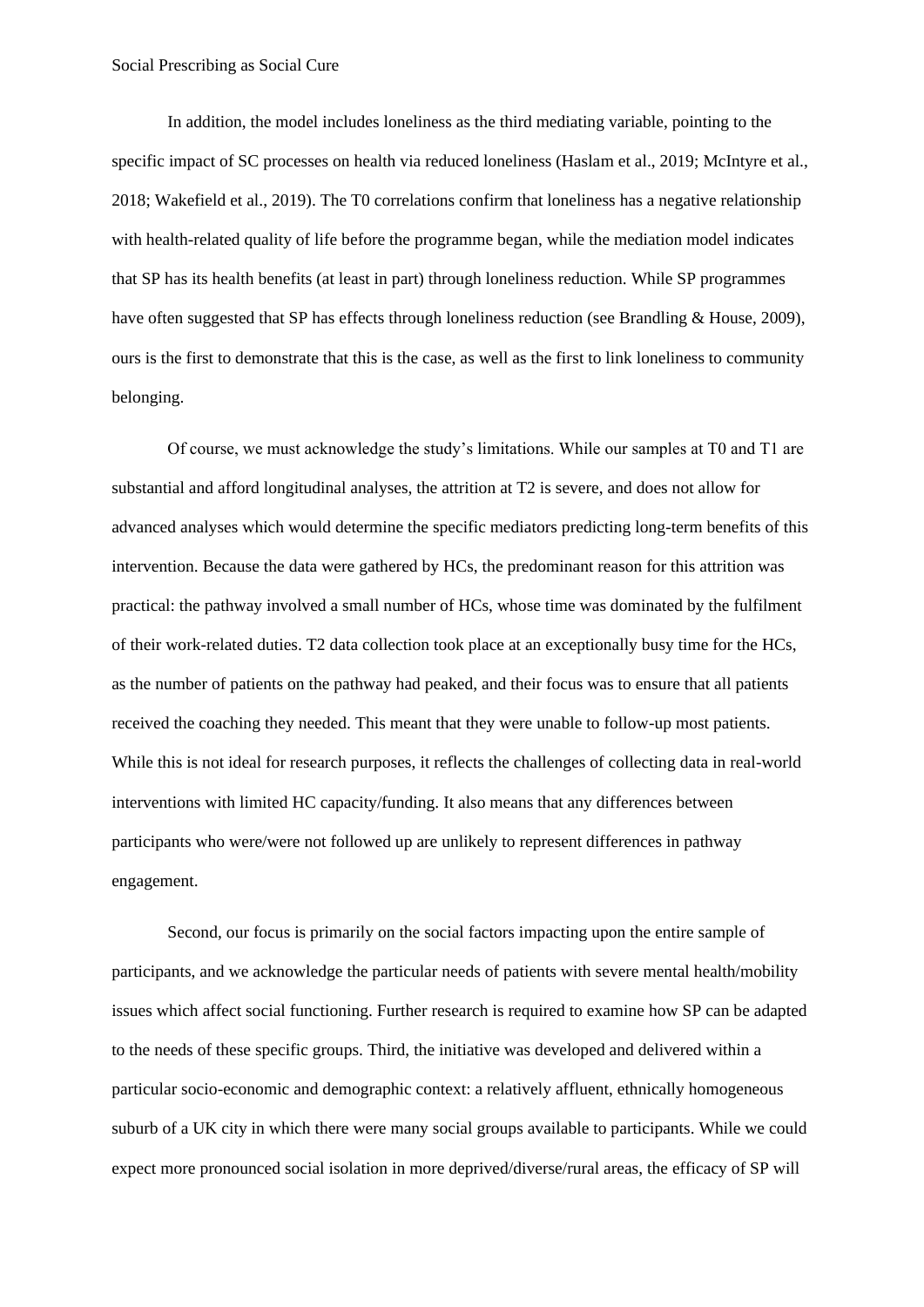In addition, the model includes loneliness as the third mediating variable, pointing to the specific impact of SC processes on health via reduced loneliness (Haslam et al., 2019; McIntyre et al., 2018; Wakefield et al., 2019). The T0 correlations confirm that loneliness has a negative relationship with health-related quality of life before the programme began, while the mediation model indicates that SP has its health benefits (at least in part) through loneliness reduction. While SP programmes have often suggested that SP has effects through loneliness reduction (see Brandling & House, 2009), ours is the first to demonstrate that this is the case, as well as the first to link loneliness to community belonging.

Of course, we must acknowledge the study's limitations. While our samples at T0 and T1 are substantial and afford longitudinal analyses, the attrition at T2 is severe, and does not allow for advanced analyses which would determine the specific mediators predicting long-term benefits of this intervention. Because the data were gathered by HCs, the predominant reason for this attrition was practical: the pathway involved a small number of HCs, whose time was dominated by the fulfilment of their work-related duties. T2 data collection took place at an exceptionally busy time for the HCs, as the number of patients on the pathway had peaked, and their focus was to ensure that all patients received the coaching they needed. This meant that they were unable to follow-up most patients. While this is not ideal for research purposes, it reflects the challenges of collecting data in real-world interventions with limited HC capacity/funding. It also means that any differences between participants who were/were not followed up are unlikely to represent differences in pathway engagement.

Second, our focus is primarily on the social factors impacting upon the entire sample of participants, and we acknowledge the particular needs of patients with severe mental health/mobility issues which affect social functioning. Further research is required to examine how SP can be adapted to the needs of these specific groups. Third, the initiative was developed and delivered within a particular socio-economic and demographic context: a relatively affluent, ethnically homogeneous suburb of a UK city in which there were many social groups available to participants. While we could expect more pronounced social isolation in more deprived/diverse/rural areas, the efficacy of SP will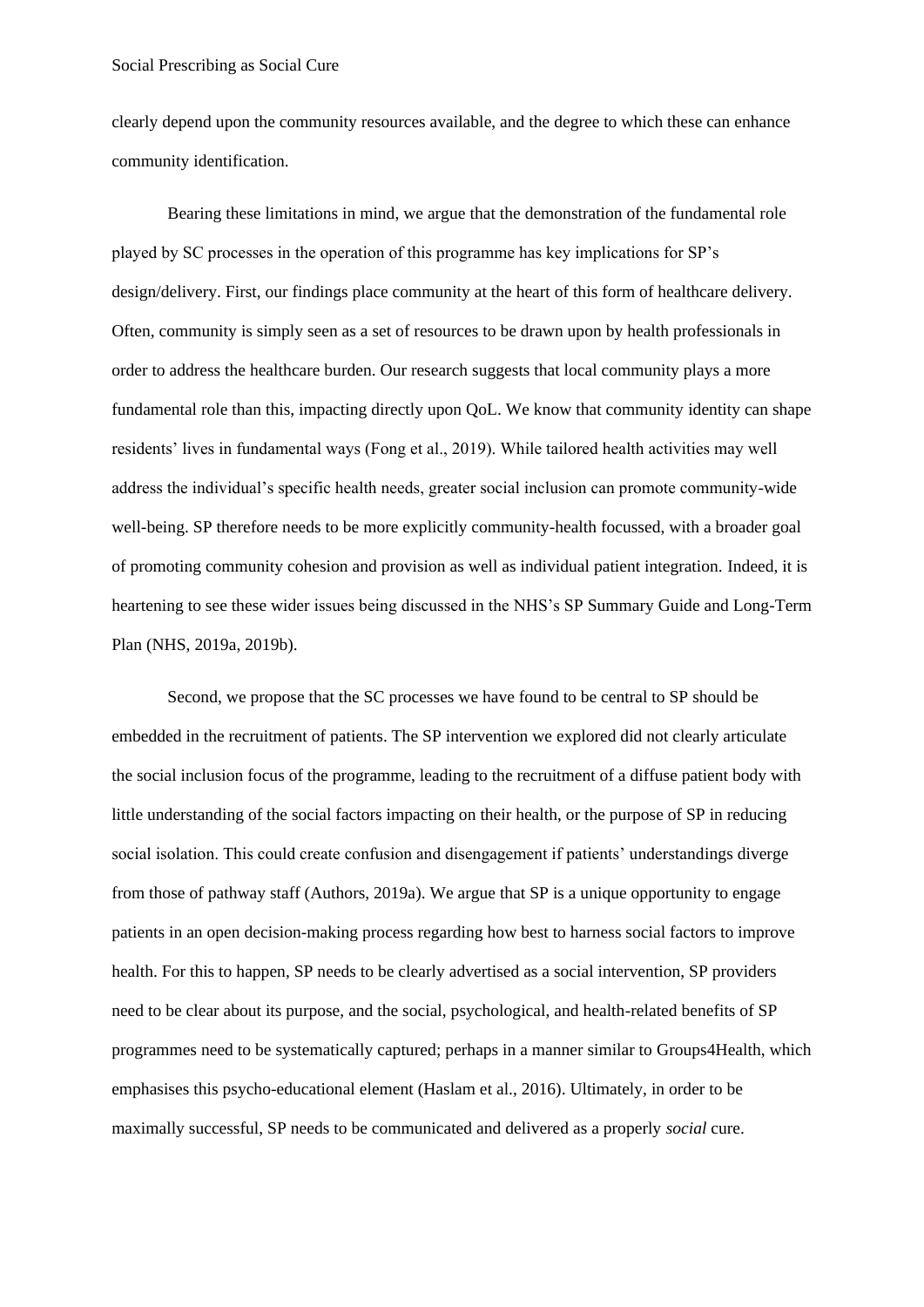clearly depend upon the community resources available, and the degree to which these can enhance community identification.

Bearing these limitations in mind, we argue that the demonstration of the fundamental role played by SC processes in the operation of this programme has key implications for SP's design/delivery. First, our findings place community at the heart of this form of healthcare delivery. Often, community is simply seen as a set of resources to be drawn upon by health professionals in order to address the healthcare burden. Our research suggests that local community plays a more fundamental role than this, impacting directly upon QoL. We know that community identity can shape residents' lives in fundamental ways (Fong et al., 2019). While tailored health activities may well address the individual's specific health needs, greater social inclusion can promote community-wide well-being. SP therefore needs to be more explicitly community-health focussed, with a broader goal of promoting community cohesion and provision as well as individual patient integration. Indeed, it is heartening to see these wider issues being discussed in the NHS's SP Summary Guide and Long-Term Plan (NHS, 2019a, 2019b).

Second, we propose that the SC processes we have found to be central to SP should be embedded in the recruitment of patients. The SP intervention we explored did not clearly articulate the social inclusion focus of the programme, leading to the recruitment of a diffuse patient body with little understanding of the social factors impacting on their health, or the purpose of SP in reducing social isolation. This could create confusion and disengagement if patients' understandings diverge from those of pathway staff (Authors, 2019a). We argue that SP is a unique opportunity to engage patients in an open decision-making process regarding how best to harness social factors to improve health. For this to happen, SP needs to be clearly advertised as a social intervention, SP providers need to be clear about its purpose, and the social, psychological, and health-related benefits of SP programmes need to be systematically captured; perhaps in a manner similar to Groups4Health, which emphasises this psycho-educational element (Haslam et al., 2016). Ultimately, in order to be maximally successful, SP needs to be communicated and delivered as a properly *social* cure.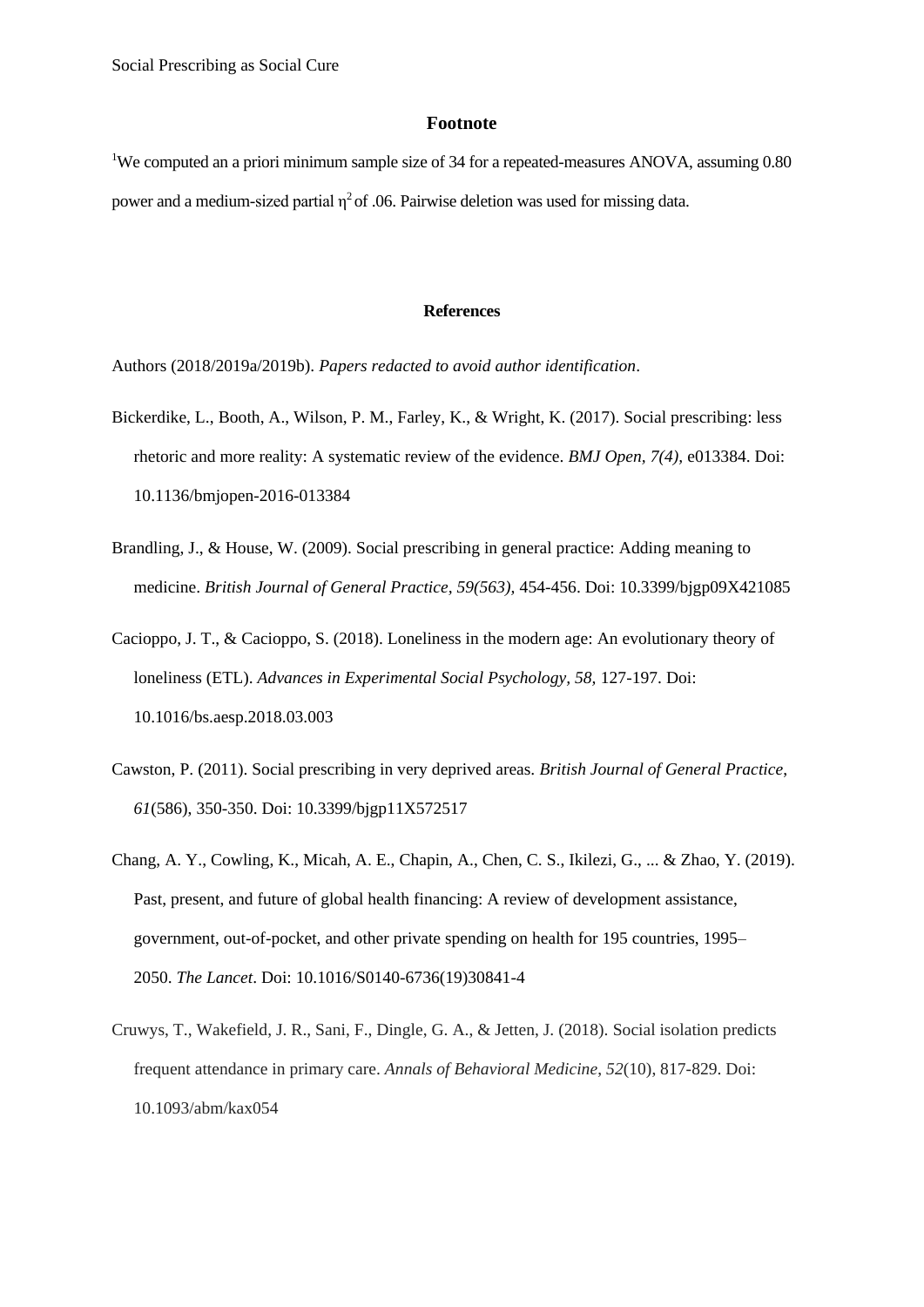## Footnote

[1]We computed an a priori minimum sample size of 34 for a repeated-measures ANOVA, assuming 0.80 power and a medium-sized partial $\eta^2$ of .06. Pairwise deletion was used for missing data.

## References

Authors (2018/2019a/2019b). *Papers redacted to avoid author identification*.

Bickerdike, L., Booth, A., Wilson, P. M., Farley, K., & Wright, K. (2017). Social prescribing: less rhetoric and more reality: A systematic review of the evidence. *BMJ Open, 7(4),* e013384. Doi: 10.1136/bmjopen-2016-013384

Brandling, J., & House, W. (2009). Social prescribing in general practice: Adding meaning to medicine. *British Journal of General Practice, 59(563),* 454-456. Doi: 10.3399/bjgp09X421085

Cacioppo, J. T., & Cacioppo, S. (2018). Loneliness in the modern age: An evolutionary theory of loneliness (ETL). *Advances in Experimental Social Psychology, 58,* 127-197. Doi: 10.1016/bs.aesp.2018.03.003

Cawston, P. (2011). Social prescribing in very deprived areas. *British Journal of General Practice*, *61*(586), 350-350. Doi: 10.3399/bjgp11X572517

Chang, A. Y., Cowling, K., Micah, A. E., Chapin, A., Chen, C. S., Ikilezi, G., ... & Zhao, Y. (2019). Past, present, and future of global health financing: A review of development assistance, government, out-of-pocket, and other private spending on health for 195 countries, 1995–2050. *The Lancet*. Doi: 10.1016/S0140-6736(19)30841-4

Cruwys, T., Wakefield, J. R., Sani, F., Dingle, G. A., & Jetten, J. (2018). Social isolation predicts frequent attendance in primary care. *Annals of Behavioral Medicine*, *52*(10), 817-829. Doi: 10.1093/abm/kax054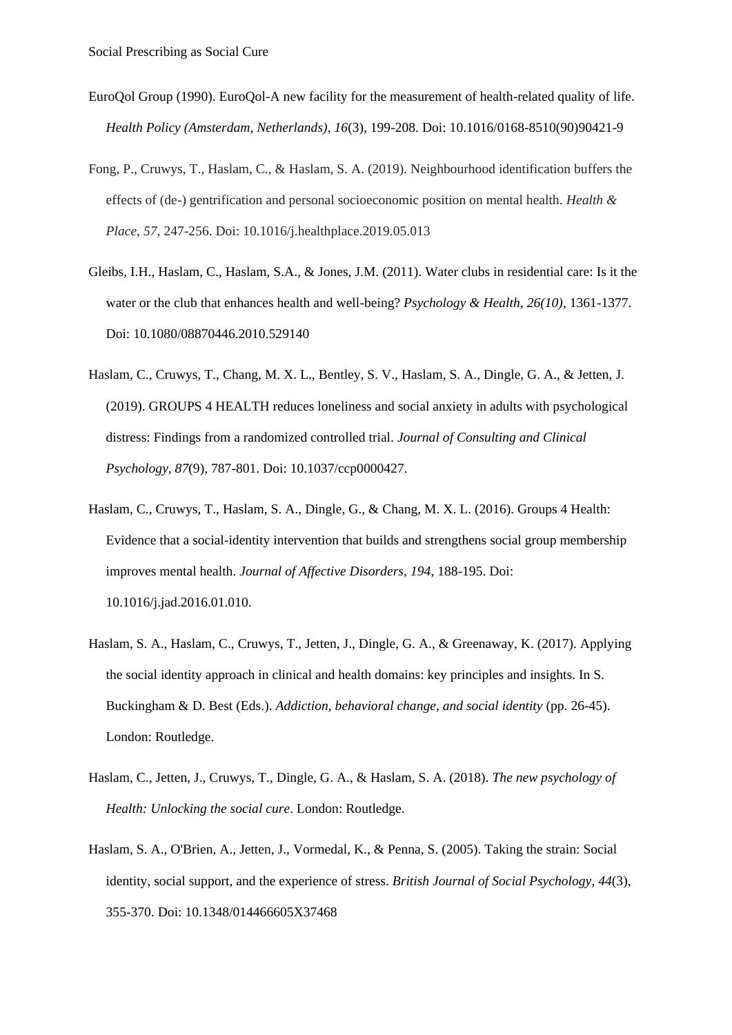EuroQol Group (1990). EuroQol-A new facility for the measurement of health-related quality of life. *Health Policy (Amsterdam, Netherlands)*, *16*(3), 199-208. Doi: 10.1016/0168-8510(90)90421-9

Fong, P., Cruwys, T., Haslam, C., & Haslam, S. A. (2019). Neighbourhood identification buffers the effects of (de-) gentrification and personal socioeconomic position on mental health. *Health & Place*, *57*, 247-256. Doi: 10.1016/j.healthplace.2019.05.013

Gleibs, I.H., Haslam, C., Haslam, S.A., & Jones, J.M. (2011). Water clubs in residential care: Is it the water or the club that enhances health and well-being? *Psychology & Health*, *26(10)*, 1361-1377. Doi: 10.1080/08870446.2010.529140

Haslam, C., Cruwys, T., Chang, M. X. L., Bentley, S. V., Haslam, S. A., Dingle, G. A., & Jetten, J. (2019). GROUPS 4 HEALTH reduces loneliness and social anxiety in adults with psychological distress: Findings from a randomized controlled trial. *Journal of Consulting and Clinical Psychology, 87*(9), 787-801. Doi: 10.1037/ccp0000427.

Haslam, C., Cruwys, T., Haslam, S. A., Dingle, G., & Chang, M. X. L. (2016). Groups 4 Health: Evidence that a social-identity intervention that builds and strengthens social group membership improves mental health. *Journal of Affective Disorders*, *194*, 188-195. Doi: 10.1016/j.jad.2016.01.010.

Haslam, S. A., Haslam, C., Cruwys, T., Jetten, J., Dingle, G. A., & Greenaway, K. (2017). Applying the social identity approach in clinical and health domains: key principles and insights. In S. Buckingham & D. Best (Eds.). *Addiction, behavioral change, and social identity* (pp. 26-45). London: Routledge.

Haslam, C., Jetten, J., Cruwys, T., Dingle, G. A., & Haslam, S. A. (2018). *The new psychology of Health: Unlocking the social cure*. London: Routledge.

Haslam, S. A., O'Brien, A., Jetten, J., Vormedal, K., & Penna, S. (2005). Taking the strain: Social identity, social support, and the experience of stress. *British Journal of Social Psychology*, *44*(3), 355-370. Doi: 10.1348/014466605X37468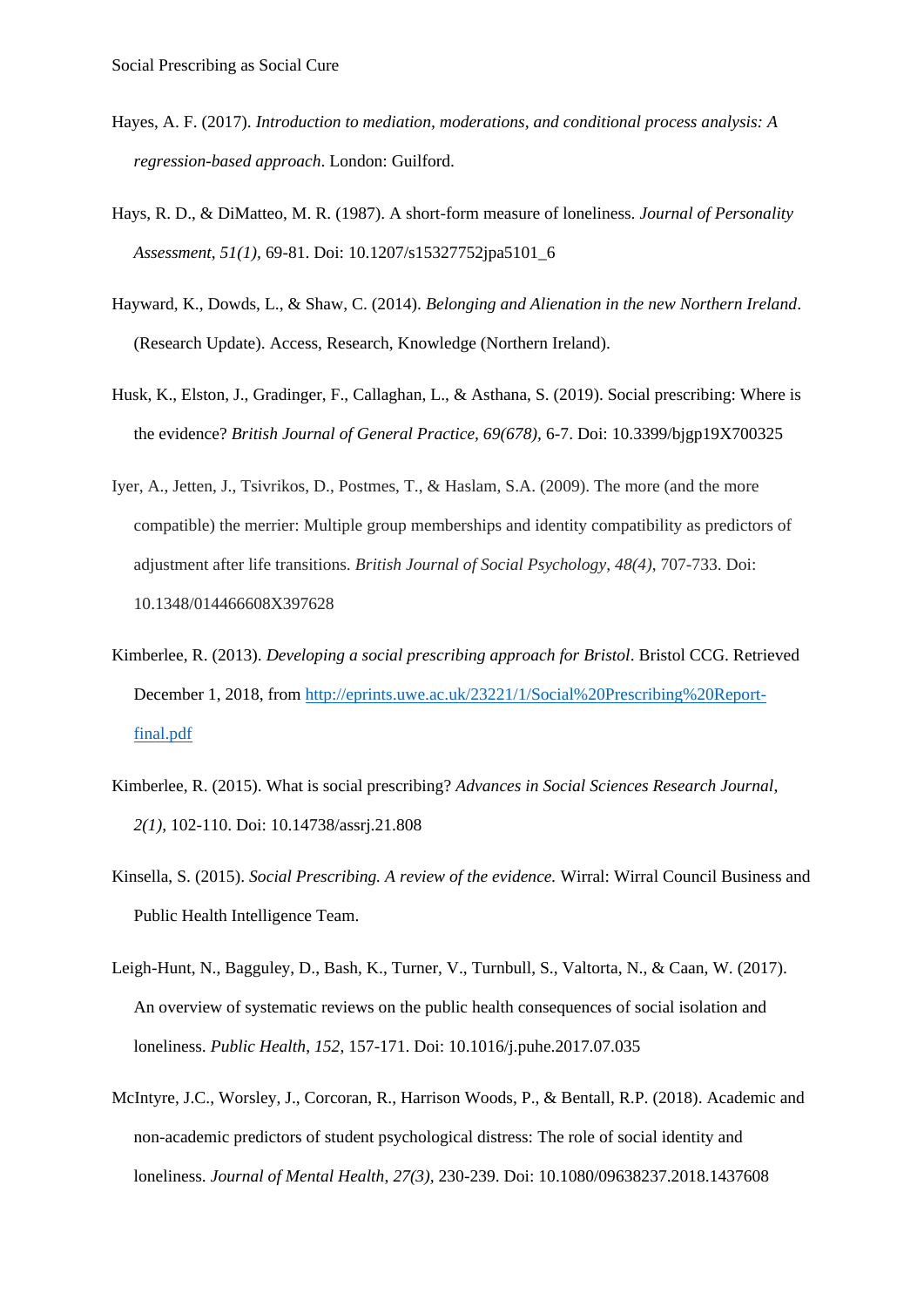Hayes, A. F. (2017). *Introduction to mediation, moderations, and conditional process analysis: A regression-based approach*. London: Guilford.

Hays, R. D., & DiMatteo, M. R. (1987). A short-form measure of loneliness. *Journal of Personality Assessment*, *51(1),* 69-81. Doi: 10.1207/s15327752jpa5101_6

Hayward, K., Dowds, L., & Shaw, C. (2014). *Belonging and Alienation in the new Northern Ireland*. (Research Update). Access, Research, Knowledge (Northern Ireland).

Husk, K., Elston, J., Gradinger, F., Callaghan, L., & Asthana, S. (2019). Social prescribing: Where is the evidence? *British Journal of General Practice, 69(678),* 6-7. Doi: 10.3399/bjgp19X700325

Iyer, A., Jetten, J., Tsivrikos, D., Postmes, T., & Haslam, S.A. (2009). The more (and the more compatible) the merrier: Multiple group memberships and identity compatibility as predictors of adjustment after life transitions. *British Journal of Social Psychology*, *48(4)*, 707-733. Doi: 10.1348/014466608X397628

Kimberlee, R. (2013). *Developing a social prescribing approach for Bristol*. Bristol CCG. Retrieved December 1, 2018, from [http://eprints.uwe.ac.uk/23221/1/Social%20Prescribing%20Report-final.pdf](http://eprints.uwe.ac.uk/23221/1/Social%20Prescribing%20Report-final.pdf)

Kimberlee, R. (2015). What is social prescribing? *Advances in Social Sciences Research Journal*, *2(1)*, 102-110. Doi: 10.14738/assrj.21.808

Kinsella, S. (2015). *Social Prescribing. A review of the evidence.* Wirral: Wirral Council Business and Public Health Intelligence Team.

Leigh-Hunt, N., Bagguley, D., Bash, K., Turner, V., Turnbull, S., Valtorta, N., & Caan, W. (2017). An overview of systematic reviews on the public health consequences of social isolation and loneliness. *Public Health*, *152*, 157-171. Doi: 10.1016/j.puhe.2017.07.035

McIntyre, J.C., Worsley, J., Corcoran, R., Harrison Woods, P., & Bentall, R.P. (2018). Academic and non-academic predictors of student psychological distress: The role of social identity and loneliness. *Journal of Mental Health*, *27(3)*, 230-239. Doi: 10.1080/09638237.2018.1437608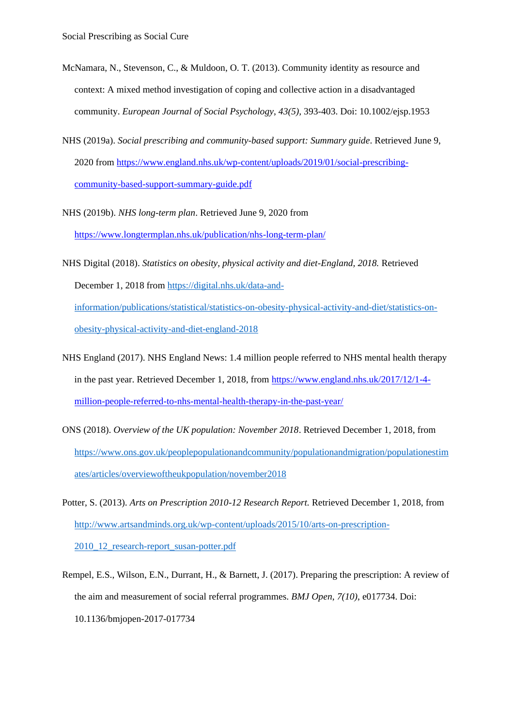McNamara, N., Stevenson, C., & Muldoon, O. T. (2013). Community identity as resource and context: A mixed method investigation of coping and collective action in a disadvantaged community. *European Journal of Social Psychology*, *43(5)*, 393-403. Doi: 10.1002/ejsp.1953

NHS (2019a). *Social prescribing and community-based support: Summary guide*. Retrieved June 9, 2020 from https://www.england.nhs.uk/wp-content/uploads/2019/01/social-prescribing-community-based-support-summary-guide.pdf

NHS (2019b). *NHS long-term plan*. Retrieved June 9, 2020 from https://www.longtermplan.nhs.uk/publication/nhs-long-term-plan/

NHS Digital (2018). *Statistics on obesity, physical activity and diet-England, 2018.* Retrieved December 1, 2018 from https://digital.nhs.uk/data-and-information/publications/statistical/statistics-on-obesity-physical-activity-and-diet/statistics-on-obesity-physical-activity-and-diet-england-2018

NHS England (2017). NHS England News: 1.4 million people referred to NHS mental health therapy in the past year. Retrieved December 1, 2018, from https://www.england.nhs.uk/2017/12/1-4-million-people-referred-to-nhs-mental-health-therapy-in-the-past-year/

ONS (2018). *Overview of the UK population: November 2018*. Retrieved December 1, 2018, from https://www.ons.gov.uk/peoplepopulationandcommunity/populationandmigration/populationestimates/articles/overviewoftheukpopulation/november2018

Potter, S. (2013). *Arts on Prescription 2010-12 Research Report.* Retrieved December 1, 2018, from http://www.artsandminds.org.uk/wp-content/uploads/2015/10/arts-on-prescription-2010_12_research-report_susan-potter.pdf

Rempel, E.S., Wilson, E.N., Durrant, H., & Barnett, J. (2017). Preparing the prescription: A review of the aim and measurement of social referral programmes. *BMJ Open*, *7(10)*, e017734. Doi: 10.1136/bmjopen-2017-017734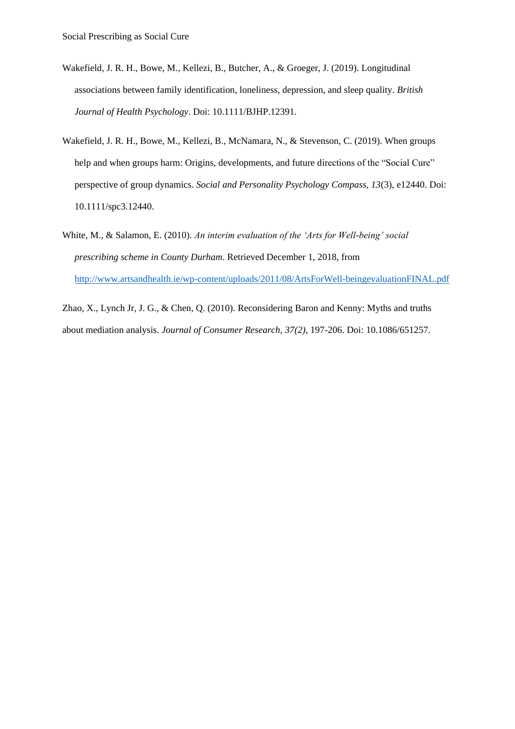Wakefield, J. R. H., Bowe, M., Kellezi, B., Butcher, A., & Groeger, J. (2019). Longitudinal associations between family identification, loneliness, depression, and sleep quality. *British Journal of Health Psychology*. Doi: 10.1111/BJHP.12391.

Wakefield, J. R. H., Bowe, M., Kellezi, B., McNamara, N., & Stevenson, C. (2019). When groups help and when groups harm: Origins, developments, and future directions of the "Social Cure" perspective of group dynamics. *Social and Personality Psychology Compass, 13*(3), e12440. Doi: 10.1111/spc3.12440.

White, M., & Salamon, E. (2010). *An interim evaluation of the 'Arts for Well-being' social prescribing scheme in County Durham*. Retrieved December 1, 2018, from http://www.artsandhealth.ie/wp-content/uploads/2011/08/ArtsForWell-beingevaluationFINAL.pdf

Zhao, X., Lynch Jr, J. G., & Chen, Q. (2010). Reconsidering Baron and Kenny: Myths and truths about mediation analysis. *Journal of Consumer Research*, *37(2),* 197-206. Doi: 10.1086/651257.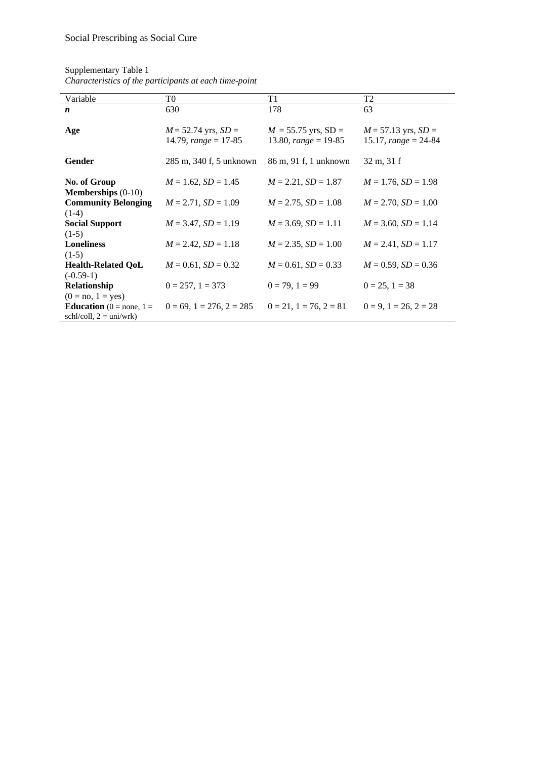Supplementary Table 1

*Characteristics of the participants at each time-point*

| Variable | T0 | T1 | T2 |
|---|---|---|---|
| ***n*** | 630 | 178 | 63 |
| **Age** | *M* = 52.74 yrs, *SD* = 14.79, *range* = 17-85 | *M* = 55.75 yrs, SD = 13.80, *range* = 19-85 | *M* = 57.13 yrs, *SD* = 15.17, *range* = 24-84 |
| **Gender** | 285 m, 340 f, 5 unknown | 86 m, 91 f, 1 unknown | 32 m, 31 f |
| **No. of Group Memberships** (0-10) | *M* = 1.62, *SD* = 1.45 | *M* = 2.21, *SD* = 1.87 | *M* = 1.76, *SD* = 1.98 |
| **Community Belonging** (1-4) | *M* = 2.71, *SD* = 1.09 | *M* = 2.75, *SD* = 1.08 | *M* = 2.70, *SD* = 1.00 |
| **Social Support** (1-5) | *M* = 3.47, *SD* = 1.19 | *M* = 3.69, *SD* = 1.11 | *M* = 3.60, *SD* = 1.14 |
| **Loneliness** (1-5) | *M* = 2.42, *SD* = 1.18 | *M* = 2.35, *SD* = 1.00 | *M* = 2.41, *SD* = 1.17 |
| **Health-Related QoL** (-0.59-1) | *M* = 0.61, *SD* = 0.32 | *M* = 0.61, *SD* = 0.33 | *M* = 0.59, *SD* = 0.36 |
| **Relationship** (0 = no, 1 = yes) | 0 = 257, 1 = 373 | 0 = 79, 1 = 99 | 0 = 25, 1 = 38 |
| **Education** (0 = none, 1 = schl/coll, 2 = uni/wrk) | 0 = 69, 1 = 276, 2 = 285 | 0 = 21, 1 = 76, 2 = 81 | 0 = 9, 1 = 26, 2 = 28 |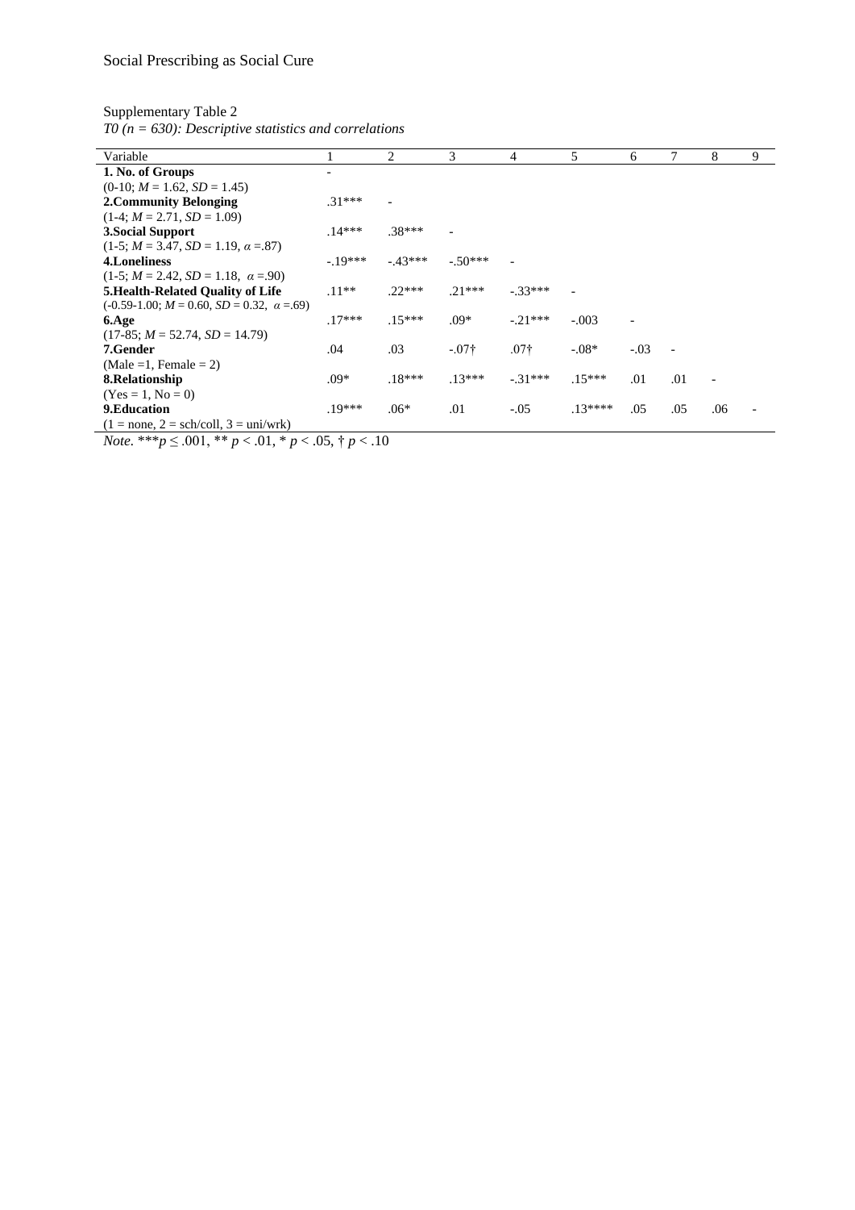Supplementary Table 2

*T0 (n = 630): Descriptive statistics and correlations*

| Variable | 1 | 2 | 3 | 4 | 5 | 6 | 7 | 8 | 9 |
|---|---|---|---|---|---|---|---|---|---|
| **1. No. of Groups** (0-10; *M* = 1.62, *SD* = 1.45) | - | | | | | | | | |
| **2.Community Belonging** (1-4; *M* = 2.71, *SD* = 1.09) | .31*** | - | | | | | | | |
| **3.Social Support** (1-5; *M* = 3.47, *SD* = 1.19, $\alpha$ =.87) | .14*** | .38*** | - | | | | | | |
| **4.Loneliness** (1-5; *M* = 2.42, *SD* = 1.18, $\alpha$ =.90) | -.19*** | -.43*** | -.50*** | - | | | | | |
| **5.Health-Related Quality of Life** (-0.59-1.00; *M* = 0.60, *SD* = 0.32, $\alpha$ =.69) | .11** | .22*** | .21*** | -.33*** | - | | | | |
| **6.Age** (17-85; *M* = 52.74, *SD* = 14.79) | .17*** | .15*** | .09* | -.21*** | -.003 | - | | | |
| **7.Gender** (Male =1, Female = 2) | .04 | .03 | -.07† | .07† | -.08* | -.03 | - | | |
| **8.Relationship** (Yes = 1, No = 0) | .09* | .18*** | .13*** | -.31*** | .15*** | .01 | .01 | - | |
| **9.Education** (1 = none, 2 = sch/coll, 3 = uni/wrk) | .19*** | .06* | .01 | -.05 | .13**** | .05 | .05 | .06 | - |

*Note*. ***$p \leq .001$, ** $p < .01$, * $p < .05$, † $p < .10$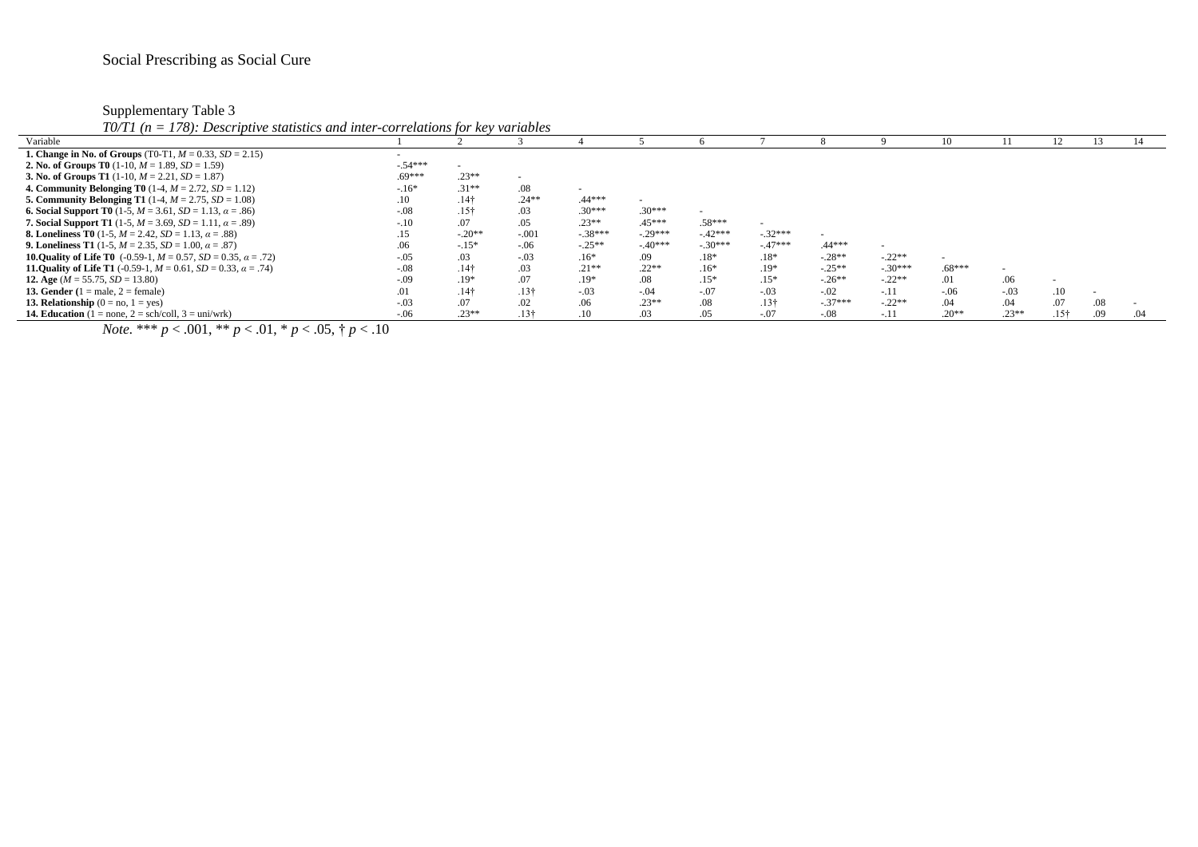Supplementary Table 3

*T0/T1 (n = 178): Descriptive statistics and inter-correlations for key variables*

| Variable | 1 | 2 | 3 | 4 | 5 | 6 | 7 | 8 | 9 | 10 | 11 | 12 | 13 | 14 |
|---|---|---|---|---|---|---|---|---|---|---|---|---|---|---|
| **1. Change in No. of Groups** (T0-T1, $M$ = 0.33, $SD$ = 2.15) | - | | | | | | | | | | | | | |
| **2. No. of Groups T0** (1-10, $M$ = 1.89, $SD$ = 1.59) | -.54*** | - | | | | | | | | | | | | |
| **3. No. of Groups T1** (1-10, $M$ = 2.21, $SD$ = 1.87) | .69*** | .23** | - | | | | | | | | | | | |
| **4. Community Belonging T0** (1-4, $M$ = 2.72, $SD$ = 1.12) | -.16* | .31** | .08 | - | | | | | | | | | | |
| **5. Community Belonging T1** (1-4, $M$ = 2.75, $SD$ = 1.08) | .10 | .14† | .24** | .44*** | - | | | | | | | | | |
| **6. Social Support T0** (1-5, $M$ = 3.61, $SD$ = 1.13, $\alpha$ = .86) | -.08 | .15† | .03 | .30*** | .30*** | - | | | | | | | | |
| **7. Social Support T1** (1-5, $M$ = 3.69, $SD$ = 1.11, $\alpha$ = .89) | -.10 | .07 | .05 | .23** | .45*** | .58*** | - | | | | | | | |
| **8. Loneliness T0** (1-5, $M$ = 2.42, $SD$ = 1.13, $\alpha$ = .88) | .15 | -.20** | -.001 | -.38*** | -.29*** | -.42*** | -.32*** | - | | | | | | |
| **9. Loneliness T1** (1-5, $M$ = 2.35, $SD$ = 1.00, $\alpha$ = .87) | .06 | -.15* | -.06 | -.25** | -.40*** | -.30*** | -.47*** | .44*** | - | | | | | |
| **10.Quality of Life T0** (-0.59-1, $M$ = 0.57, $SD$ = 0.35, $\alpha$ = .72) | -.05 | .03 | -.03 | .16* | .09 | .18* | .18* | -.28** | -.22** | - | | | | |
| **11.Quality of Life T1** (-0.59-1, $M$ = 0.61, $SD$ = 0.33, $\alpha$ = .74) | -.08 | .14† | .03 | .21** | .22** | .16* | .19* | -.25** | -.30*** | .68*** | - | | | |
| **12. Age** ($M$ = 55.75, $SD$ = 13.80) | -.09 | .19* | .07 | .19* | .08 | .15* | .15* | -.26** | -.22** | .01 | .06 | - | | |
| **13. Gender** (1 = male, 2 = female) | .01 | .14† | .13† | -.03 | -.04 | -.07 | -.03 | -.02 | -.11 | -.06 | -.03 | .10 | - | |
| **13. Relationship** (0 = no, 1 = yes) | -.03 | .07 | .02 | .06 | .23** | .08 | .13† | -.37*** | -.22** | .04 | .04 | .07 | .08 | - |
| **14. Education** (1 = none, 2 = sch/coll, 3 = uni/wrk) | -.06 | .23** | .13† | .10 | .03 | .05 | -.07 | -.08 | -.11 | .20** | .23** | .15† | .09 | .04 |

*Note*. *** $p$ < .001, ** $p$ < .01, * $p$ < .05, † $p$ < .10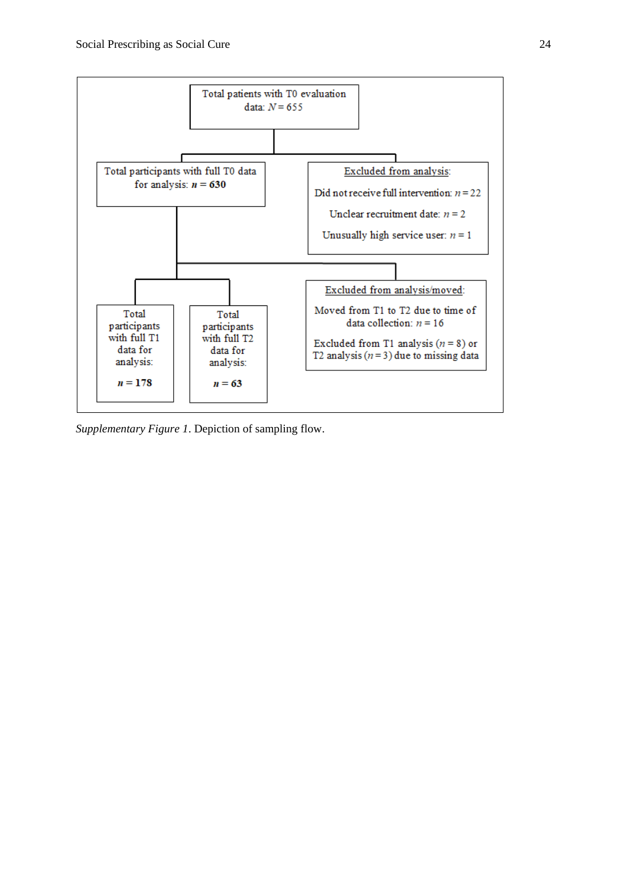Total patients with T0 evaluation data: $N = 655$

Total participants with full T0 data for analysis: $n$ = **630**

Excluded from analysis:

Did not receive full intervention: $n = 22$

Unclear recruitment date: $n = 2$

Unusually high service user: $n = 1$

Total participants with full T1 data for analysis:

$n$ = **178**

Total participants with full T2 data for analysis:

$n$ = **63**

Excluded from analysis/moved:

Moved from T1 to T2 due to time of data collection: $n = 16$

Excluded from T1 analysis ($n = 8$) or T2 analysis ($n = 3$) due to missing data

*Supplementary Figure 1*. Depiction of sampling flow.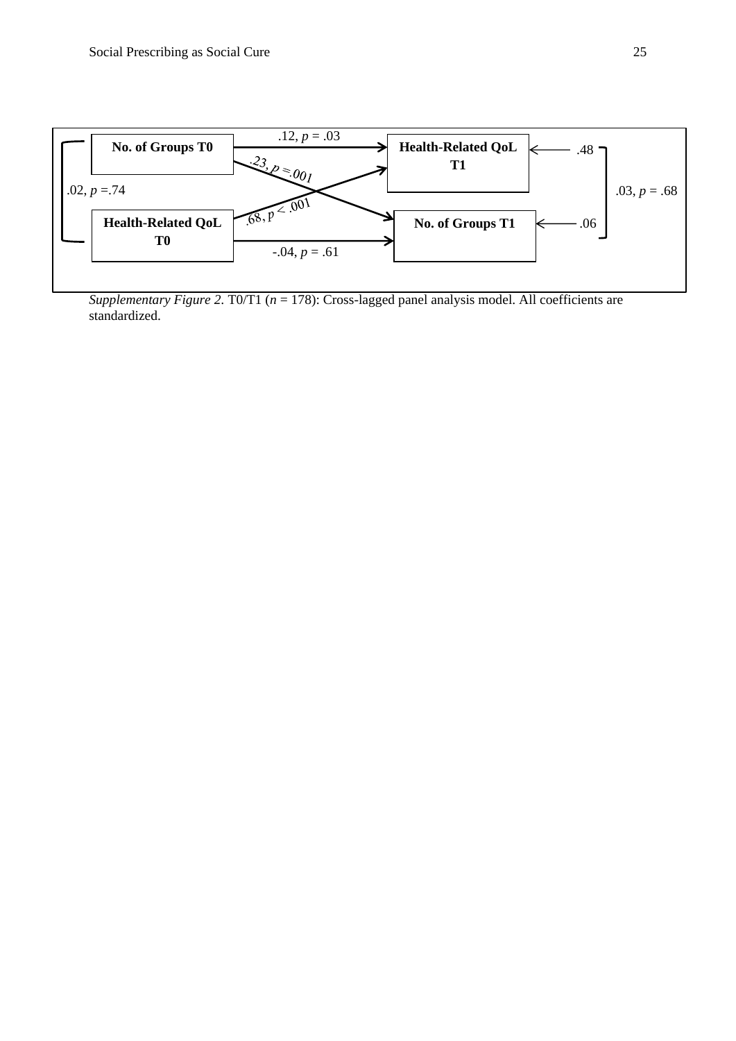No. of Groups T0

Health-Related QoL T0

Health-Related QoL T1

No. of Groups T1

.12, $p$ = .03

.23, $p$ = .001

.68, $p$ < .001

-.04, $p$ = .61

.02, $p$ =.74

.48

.06

.03, $p$ = .68

*Supplementary Figure 2*. T0/T1 ($n$ = 178): Cross-lagged panel analysis model. All coefficients are standardized.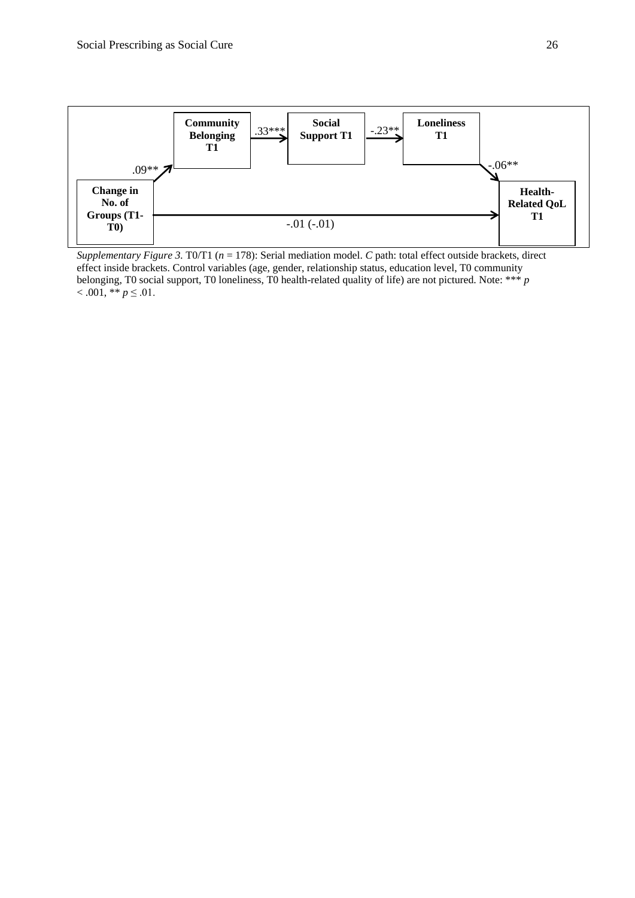Community Belonging T1

.33***

Social Support T1

-.23**

Loneliness T1

-.06**

.09**

Change in No. of Groups (T1-T0)

Health-Related QoL T1

-.01 (-.01)

*Supplementary Figure 3.* T0/T1 ($n$ = 178): Serial mediation model. *C* path: total effect outside brackets, direct effect inside brackets. Control variables (age, gender, relationship status, education level, T0 community belonging, T0 social support, T0 loneliness, T0 health-related quality of life) are not pictured. Note: *** $p < .001$, ** $p \leq .01$.